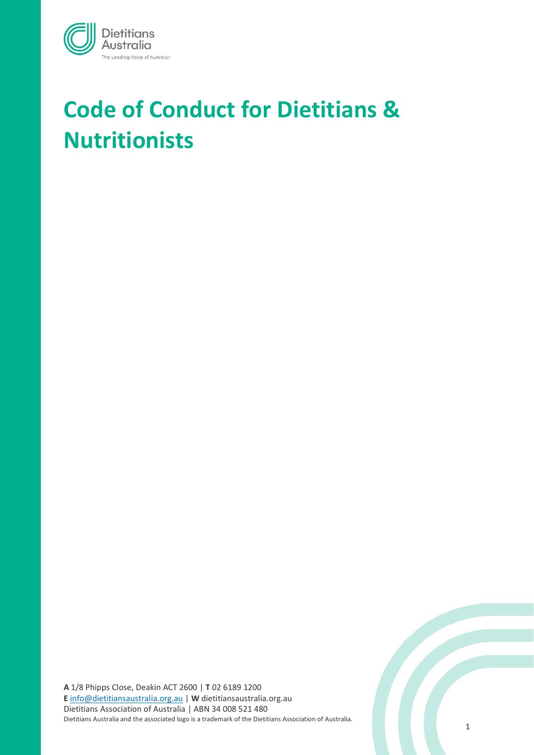Dietitians Australia
The Leading Voice of Nutrition

# Code of Conduct for Dietitians & Nutritionists

**A** 1/8 Phipps Close, Deakin ACT 2600 | **T** 02 6189 1200
**E** info@dietitiansaustralia.org.au | **W** dietitiansaustralia.org.au
Dietitians Association of Australia | ABN 34 008 521 480
Dietitians Australia and the associated logo is a trademark of the Dietitians Association of Australia.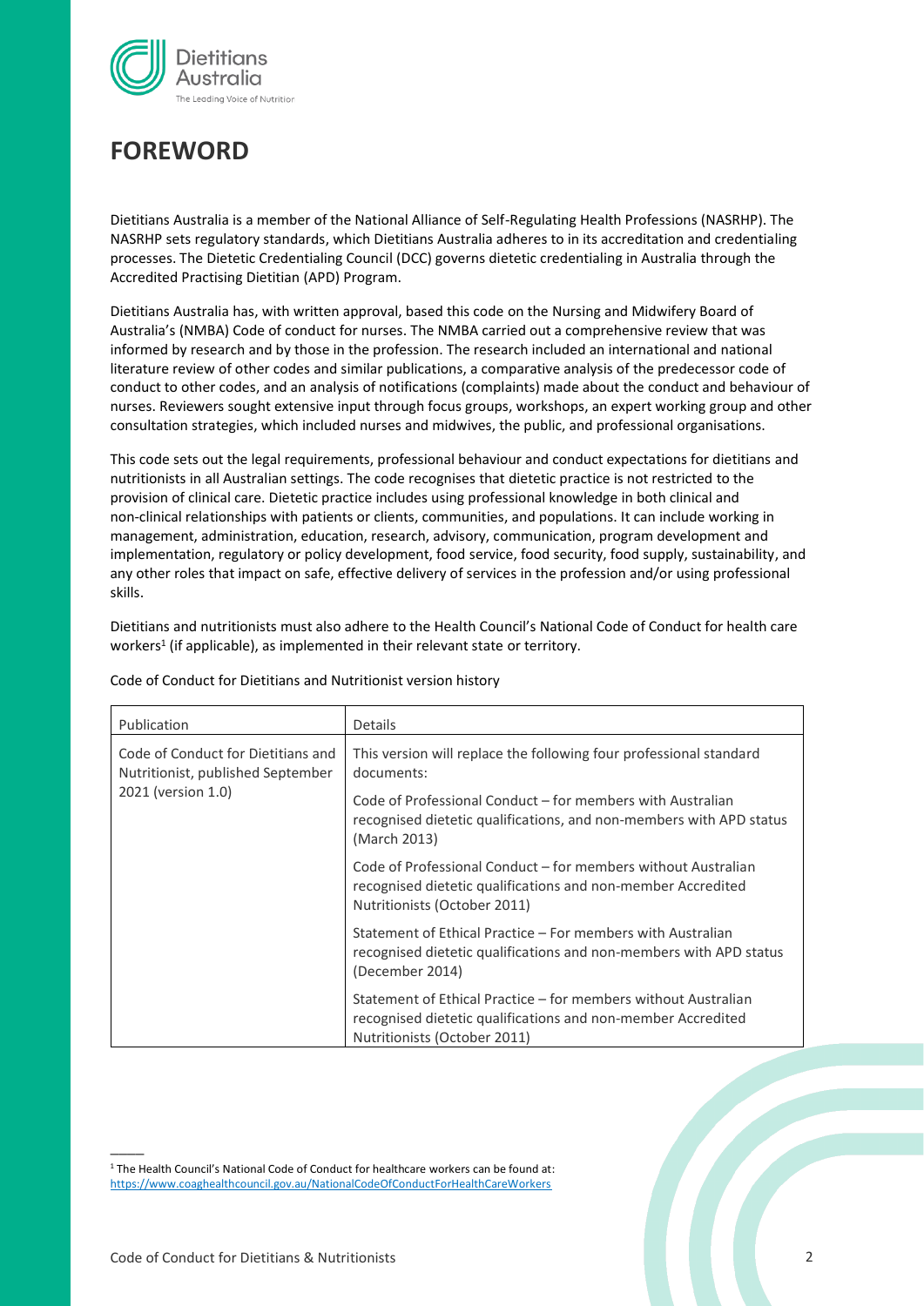# FOREWORD

Dietitians Australia is a member of the National Alliance of Self-Regulating Health Professions (NASRHP). The NASRHP sets regulatory standards, which Dietitians Australia adheres to in its accreditation and credentialing processes. The Dietetic Credentialing Council (DCC) governs dietetic credentialing in Australia through the Accredited Practising Dietitian (APD) Program.

Dietitians Australia has, with written approval, based this code on the Nursing and Midwifery Board of Australia's (NMBA) Code of conduct for nurses. The NMBA carried out a comprehensive review that was informed by research and by those in the profession. The research included an international and national literature review of other codes and similar publications, a comparative analysis of the predecessor code of conduct to other codes, and an analysis of notifications (complaints) made about the conduct and behaviour of nurses. Reviewers sought extensive input through focus groups, workshops, an expert working group and other consultation strategies, which included nurses and midwives, the public, and professional organisations.

This code sets out the legal requirements, professional behaviour and conduct expectations for dietitians and nutritionists in all Australian settings. The code recognises that dietetic practice is not restricted to the provision of clinical care. Dietetic practice includes using professional knowledge in both clinical and non-clinical relationships with patients or clients, communities, and populations. It can include working in management, administration, education, research, advisory, communication, program development and implementation, regulatory or policy development, food service, food security, food supply, sustainability, and any other roles that impact on safe, effective delivery of services in the profession and/or using professional skills.

Dietitians and nutritionists must also adhere to the Health Council's National Code of Conduct for health care workers[1] (if applicable), as implemented in their relevant state or territory.

Code of Conduct for Dietitians and Nutritionist version history

| Publication | Details |
|---|---|
| Code of Conduct for Dietitians and Nutritionist, published September 2021 (version 1.0) | This version will replace the following four professional standard documents:<br><br>Code of Professional Conduct – for members with Australian recognised dietetic qualifications, and non-members with APD status (March 2013)<br><br>Code of Professional Conduct – for members without Australian recognised dietetic qualifications and non-member Accredited Nutritionists (October 2011)<br><br>Statement of Ethical Practice – For members with Australian recognised dietetic qualifications and non-members with APD status (December 2014)<br><br>Statement of Ethical Practice – for members without Australian recognised dietetic qualifications and non-member Accredited Nutritionists (October 2011) |

[1] The Health Council's National Code of Conduct for healthcare workers can be found at: https://www.coaghealthcouncil.gov.au/NationalCodeOfConductForHealthCareWorkers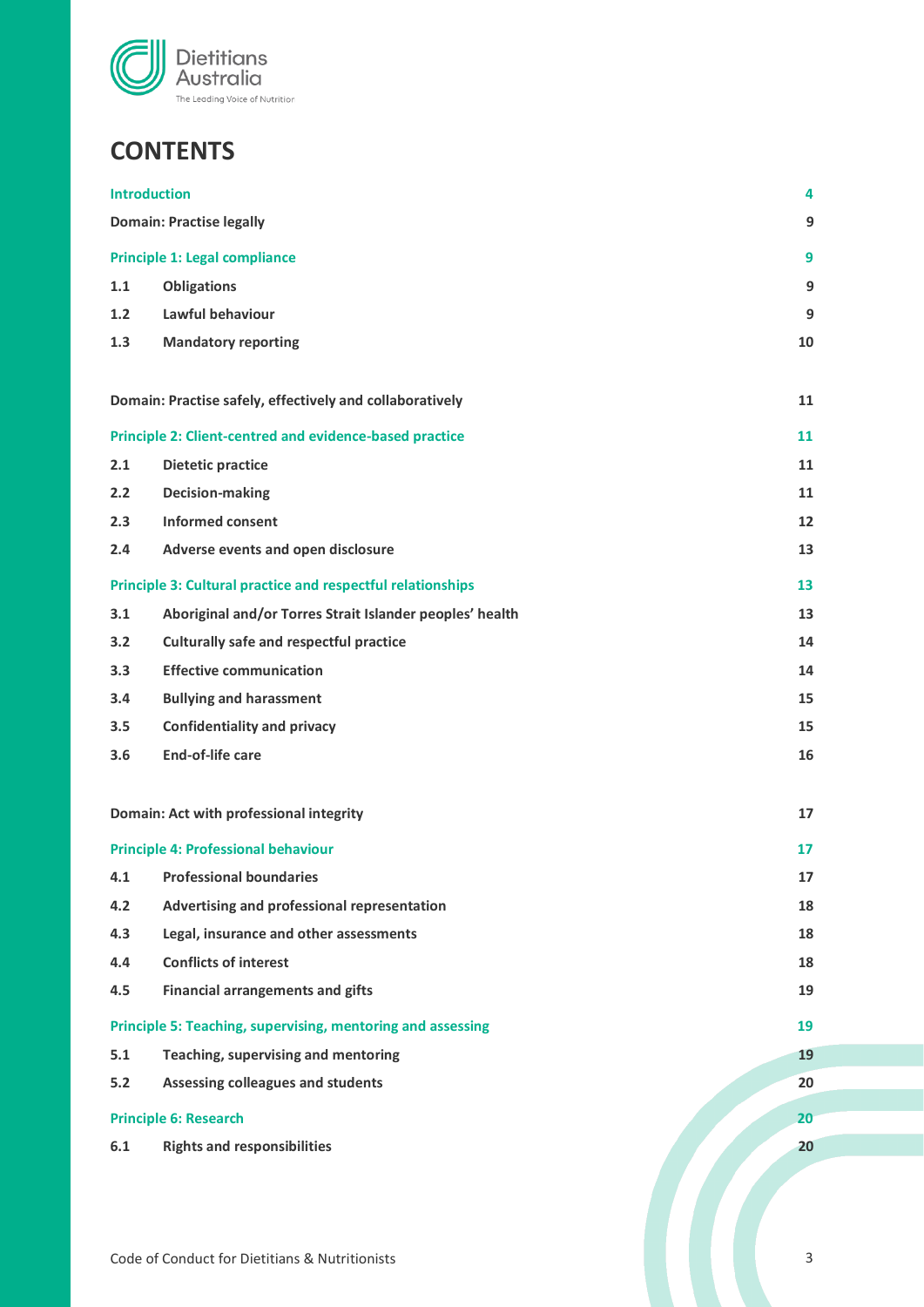# CONTENTS

| | | |
|---|---|---|
| **Introduction** | | **4** |
| **Domain: Practise legally** | | **9** |
| **Principle 1: Legal compliance** | | **9** |
| **1.1** | **Obligations** | **9** |
| **1.2** | **Lawful behaviour** | **9** |
| **1.3** | **Mandatory reporting** | **10** |
| **Domain: Practise safely, effectively and collaboratively** | | **11** |
| **Principle 2: Client-centred and evidence-based practice** | | **11** |
| **2.1** | **Dietetic practice** | **11** |
| **2.2** | **Decision-making** | **11** |
| **2.3** | **Informed consent** | **12** |
| **2.4** | **Adverse events and open disclosure** | **13** |
| **Principle 3: Cultural practice and respectful relationships** | | **13** |
| **3.1** | **Aboriginal and/or Torres Strait Islander peoples' health** | **13** |
| **3.2** | **Culturally safe and respectful practice** | **14** |
| **3.3** | **Effective communication** | **14** |
| **3.4** | **Bullying and harassment** | **15** |
| **3.5** | **Confidentiality and privacy** | **15** |
| **3.6** | **End-of-life care** | **16** |
| **Domain: Act with professional integrity** | | **17** |
| **Principle 4: Professional behaviour** | | **17** |
| **4.1** | **Professional boundaries** | **17** |
| **4.2** | **Advertising and professional representation** | **18** |
| **4.3** | **Legal, insurance and other assessments** | **18** |
| **4.4** | **Conflicts of interest** | **18** |
| **4.5** | **Financial arrangements and gifts** | **19** |
| **Principle 5: Teaching, supervising, mentoring and assessing** | | **19** |
| **5.1** | **Teaching, supervising and mentoring** | **19** |
| **5.2** | **Assessing colleagues and students** | **20** |
| **Principle 6: Research** | | **20** |
| **6.1** | **Rights and responsibilities** | **20** |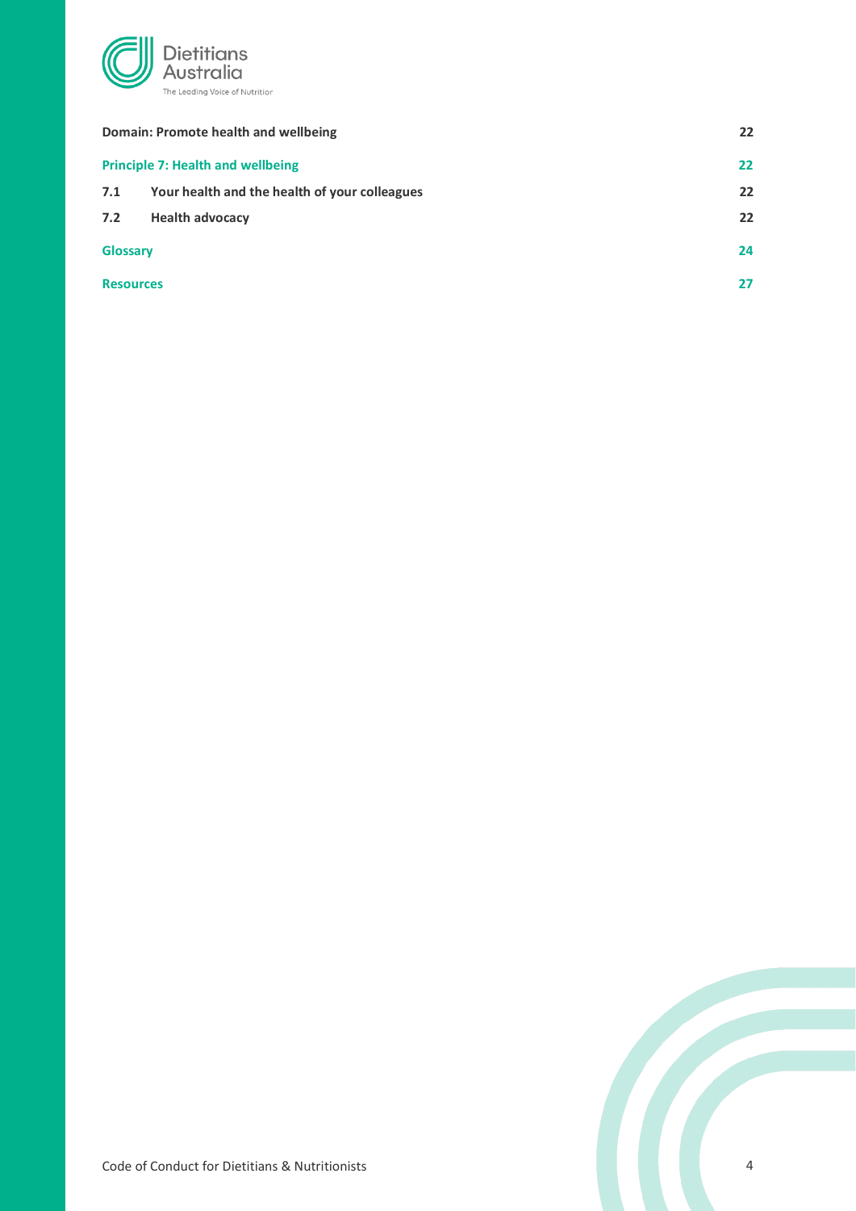| | | |
|---|---|---|
| **Domain: Promote health and wellbeing** | | **22** |
| **Principle 7: Health and wellbeing** | | **22** |
| **7.1** | **Your health and the health of your colleagues** | **22** |
| **7.2** | **Health advocacy** | **22** |
| **Glossary** | | **24** |
| **Resources** | | **27** |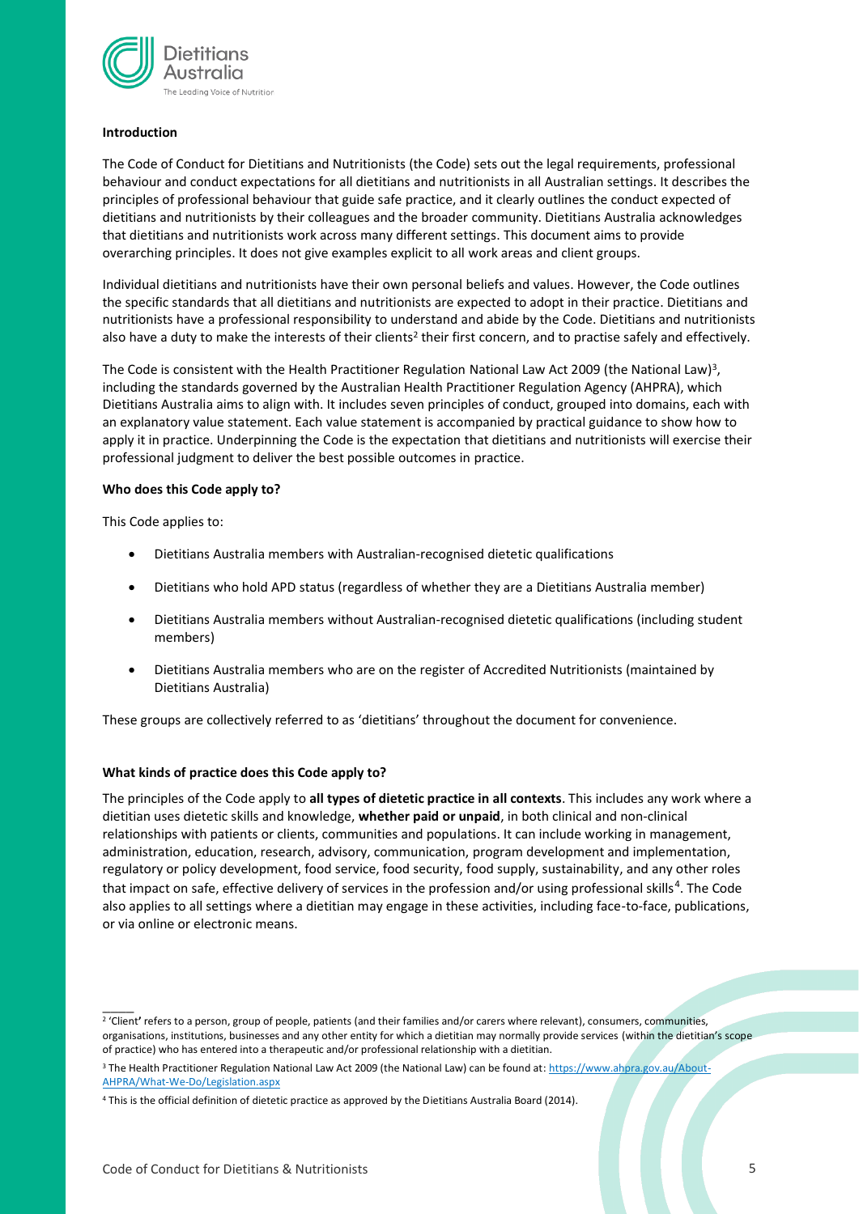### Introduction

The Code of Conduct for Dietitians and Nutritionists (the Code) sets out the legal requirements, professional behaviour and conduct expectations for all dietitians and nutritionists in all Australian settings. It describes the principles of professional behaviour that guide safe practice, and it clearly outlines the conduct expected of dietitians and nutritionists by their colleagues and the broader community. Dietitians Australia acknowledges that dietitians and nutritionists work across many different settings. This document aims to provide overarching principles. It does not give examples explicit to all work areas and client groups.

Individual dietitians and nutritionists have their own personal beliefs and values. However, the Code outlines the specific standards that all dietitians and nutritionists are expected to adopt in their practice. Dietitians and nutritionists have a professional responsibility to understand and abide by the Code. Dietitians and nutritionists also have a duty to make the interests of their clients[2] their first concern, and to practise safely and effectively.

The Code is consistent with the Health Practitioner Regulation National Law Act 2009 (the National Law)[3], including the standards governed by the Australian Health Practitioner Regulation Agency (AHPRA), which Dietitians Australia aims to align with. It includes seven principles of conduct, grouped into domains, each with an explanatory value statement. Each value statement is accompanied by practical guidance to show how to apply it in practice. Underpinning the Code is the expectation that dietitians and nutritionists will exercise their professional judgment to deliver the best possible outcomes in practice.

### Who does this Code apply to?

This Code applies to:

- Dietitians Australia members with Australian-recognised dietetic qualifications
- Dietitians who hold APD status (regardless of whether they are a Dietitians Australia member)
- Dietitians Australia members without Australian-recognised dietetic qualifications (including student members)
- Dietitians Australia members who are on the register of Accredited Nutritionists (maintained by Dietitians Australia)

These groups are collectively referred to as 'dietitians' throughout the document for convenience.

### What kinds of practice does this Code apply to?

The principles of the Code apply to **all types of dietetic practice in all contexts**. This includes any work where a dietitian uses dietetic skills and knowledge, **whether paid or unpaid**, in both clinical and non-clinical relationships with patients or clients, communities and populations. It can include working in management, administration, education, research, advisory, communication, program development and implementation, regulatory or policy development, food service, food security, food supply, sustainability, and any other roles that impact on safe, effective delivery of services in the profession and/or using professional skills[4]. The Code also applies to all settings where a dietitian may engage in these activities, including face-to-face, publications, or via online or electronic means.

---

[2] 'Client' refers to a person, group of people, patients (and their families and/or carers where relevant), consumers, communities, organisations, institutions, businesses and any other entity for which a dietitian may normally provide services (within the dietitian's scope of practice) who has entered into a therapeutic and/or professional relationship with a dietitian.

[3] The Health Practitioner Regulation National Law Act 2009 (the National Law) can be found at: https://www.ahpra.gov.au/About-AHPRA/What-We-Do/Legislation.aspx

[4] This is the official definition of dietetic practice as approved by the Dietitians Australia Board (2014).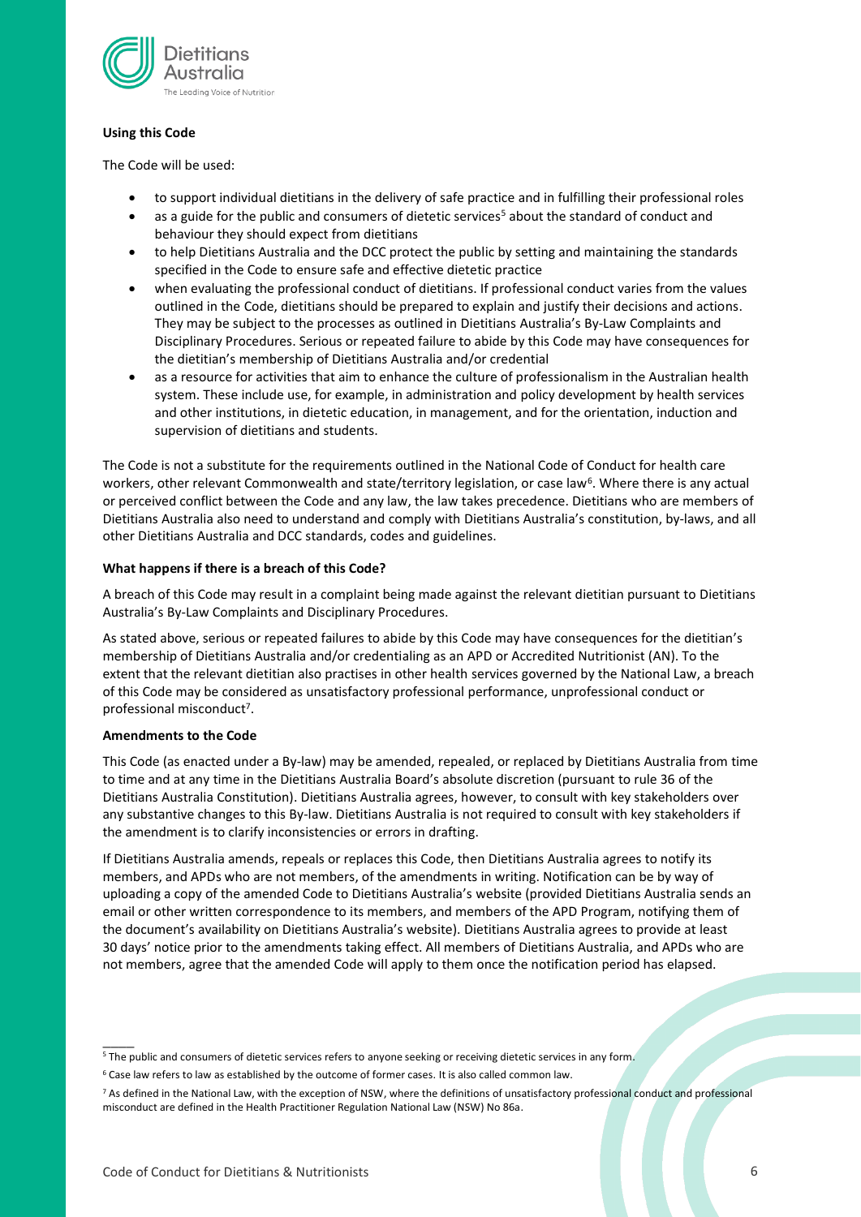**Using this Code**

The Code will be used:

- to support individual dietitians in the delivery of safe practice and in fulfilling their professional roles
- as a guide for the public and consumers of dietetic services[5] about the standard of conduct and behaviour they should expect from dietitians
- to help Dietitians Australia and the DCC protect the public by setting and maintaining the standards specified in the Code to ensure safe and effective dietetic practice
- when evaluating the professional conduct of dietitians. If professional conduct varies from the values outlined in the Code, dietitians should be prepared to explain and justify their decisions and actions. They may be subject to the processes as outlined in Dietitians Australia's By-Law Complaints and Disciplinary Procedures. Serious or repeated failure to abide by this Code may have consequences for the dietitian's membership of Dietitians Australia and/or credential
- as a resource for activities that aim to enhance the culture of professionalism in the Australian health system. These include use, for example, in administration and policy development by health services and other institutions, in dietetic education, in management, and for the orientation, induction and supervision of dietitians and students.

The Code is not a substitute for the requirements outlined in the National Code of Conduct for health care workers, other relevant Commonwealth and state/territory legislation, or case law[6]. Where there is any actual or perceived conflict between the Code and any law, the law takes precedence. Dietitians who are members of Dietitians Australia also need to understand and comply with Dietitians Australia's constitution, by-laws, and all other Dietitians Australia and DCC standards, codes and guidelines.

**What happens if there is a breach of this Code?**

A breach of this Code may result in a complaint being made against the relevant dietitian pursuant to Dietitians Australia's By-Law Complaints and Disciplinary Procedures.

As stated above, serious or repeated failures to abide by this Code may have consequences for the dietitian's membership of Dietitians Australia and/or credentialing as an APD or Accredited Nutritionist (AN). To the extent that the relevant dietitian also practises in other health services governed by the National Law, a breach of this Code may be considered as unsatisfactory professional performance, unprofessional conduct or professional misconduct[7].

**Amendments to the Code**

This Code (as enacted under a By-law) may be amended, repealed, or replaced by Dietitians Australia from time to time and at any time in the Dietitians Australia Board's absolute discretion (pursuant to rule 36 of the Dietitians Australia Constitution). Dietitians Australia agrees, however, to consult with key stakeholders over any substantive changes to this By-law. Dietitians Australia is not required to consult with key stakeholders if the amendment is to clarify inconsistencies or errors in drafting.

If Dietitians Australia amends, repeals or replaces this Code, then Dietitians Australia agrees to notify its members, and APDs who are not members, of the amendments in writing. Notification can be by way of uploading a copy of the amended Code to Dietitians Australia's website (provided Dietitians Australia sends an email or other written correspondence to its members, and members of the APD Program, notifying them of the document's availability on Dietitians Australia's website). Dietitians Australia agrees to provide at least 30 days' notice prior to the amendments taking effect. All members of Dietitians Australia, and APDs who are not members, agree that the amended Code will apply to them once the notification period has elapsed.

---

[5] The public and consumers of dietetic services refers to anyone seeking or receiving dietetic services in any form.

[6] Case law refers to law as established by the outcome of former cases. It is also called common law.

[7] As defined in the National Law, with the exception of NSW, where the definitions of unsatisfactory professional conduct and professional misconduct are defined in the Health Practitioner Regulation National Law (NSW) No 86a.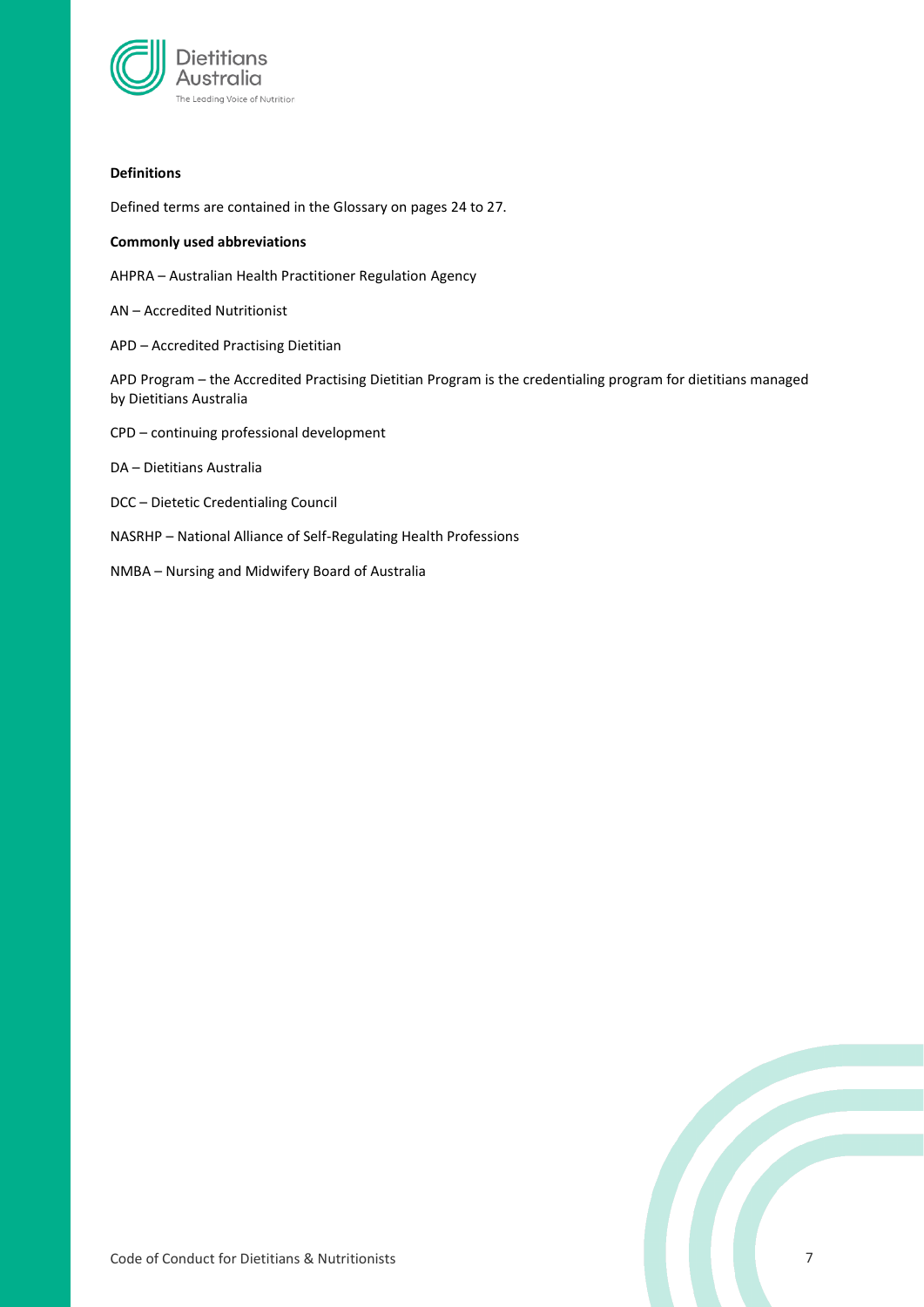**Definitions**

Defined terms are contained in the Glossary on pages 24 to 27.

**Commonly used abbreviations**

AHPRA – Australian Health Practitioner Regulation Agency

AN – Accredited Nutritionist

APD – Accredited Practising Dietitian

APD Program – the Accredited Practising Dietitian Program is the credentialing program for dietitians managed by Dietitians Australia

CPD – continuing professional development

DA – Dietitians Australia

DCC – Dietetic Credentialing Council

NASRHP – National Alliance of Self-Regulating Health Professions

NMBA – Nursing and Midwifery Board of Australia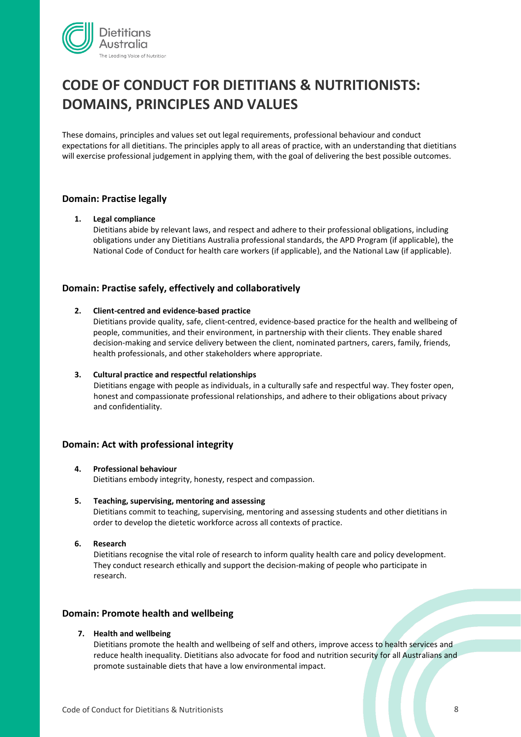# CODE OF CONDUCT FOR DIETITIANS & NUTRITIONISTS: DOMAINS, PRINCIPLES AND VALUES

These domains, principles and values set out legal requirements, professional behaviour and conduct expectations for all dietitians. The principles apply to all areas of practice, with an understanding that dietitians will exercise professional judgement in applying them, with the goal of delivering the best possible outcomes.

## Domain: Practise legally

1. **Legal compliance**
   Dietitians abide by relevant laws, and respect and adhere to their professional obligations, including obligations under any Dietitians Australia professional standards, the APD Program (if applicable), the National Code of Conduct for health care workers (if applicable), and the National Law (if applicable).

## Domain: Practise safely, effectively and collaboratively

2. **Client-centred and evidence-based practice**
   Dietitians provide quality, safe, client-centred, evidence-based practice for the health and wellbeing of people, communities, and their environment, in partnership with their clients. They enable shared decision-making and service delivery between the client, nominated partners, carers, family, friends, health professionals, and other stakeholders where appropriate.

3. **Cultural practice and respectful relationships**
   Dietitians engage with people as individuals, in a culturally safe and respectful way. They foster open, honest and compassionate professional relationships, and adhere to their obligations about privacy and confidentiality.

## Domain: Act with professional integrity

4. **Professional behaviour**
   Dietitians embody integrity, honesty, respect and compassion.

5. **Teaching, supervising, mentoring and assessing**
   Dietitians commit to teaching, supervising, mentoring and assessing students and other dietitians in order to develop the dietetic workforce across all contexts of practice.

6. **Research**
   Dietitians recognise the vital role of research to inform quality health care and policy development. They conduct research ethically and support the decision-making of people who participate in research.

## Domain: Promote health and wellbeing

7. **Health and wellbeing**
   Dietitians promote the health and wellbeing of self and others, improve access to health services and reduce health inequality. Dietitians also advocate for food and nutrition security for all Australians and promote sustainable diets that have a low environmental impact.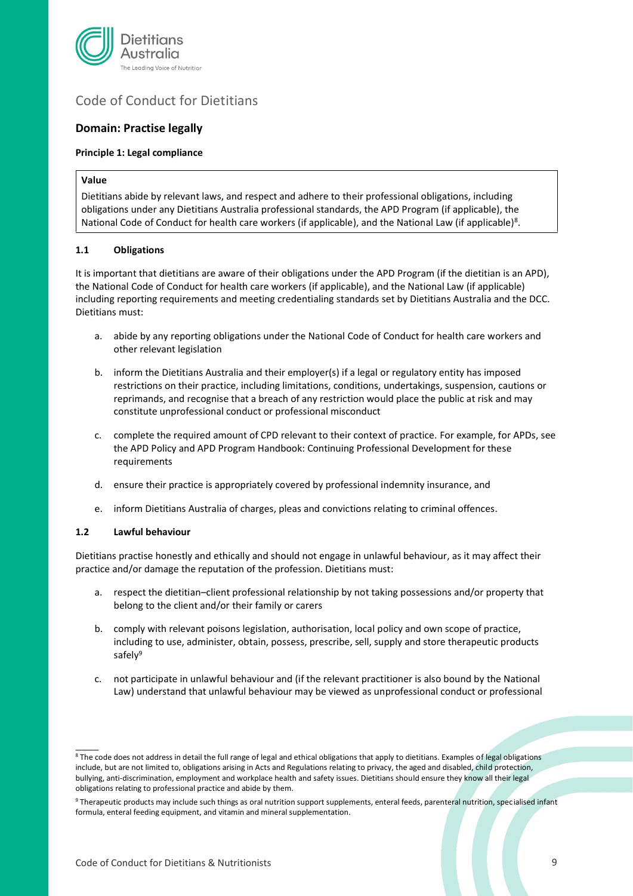Code of Conduct for Dietitians

## Domain: Practise legally

### Principle 1: Legal compliance

| Value |
| --- |
| Dietitians abide by relevant laws, and respect and adhere to their professional obligations, including obligations under any Dietitians Australia professional standards, the APD Program (if applicable), the National Code of Conduct for health care workers (if applicable), and the National Law (if applicable)[8]. |

#### 1.1 Obligations

It is important that dietitians are aware of their obligations under the APD Program (if the dietitian is an APD), the National Code of Conduct for health care workers (if applicable), and the National Law (if applicable) including reporting requirements and meeting credentialing standards set by Dietitians Australia and the DCC. Dietitians must:

a. abide by any reporting obligations under the National Code of Conduct for health care workers and other relevant legislation

b. inform the Dietitians Australia and their employer(s) if a legal or regulatory entity has imposed restrictions on their practice, including limitations, conditions, undertakings, suspension, cautions or reprimands, and recognise that a breach of any restriction would place the public at risk and may constitute unprofessional conduct or professional misconduct

c. complete the required amount of CPD relevant to their context of practice. For example, for APDs, see the APD Policy and APD Program Handbook: Continuing Professional Development for these requirements

d. ensure their practice is appropriately covered by professional indemnity insurance, and

e. inform Dietitians Australia of charges, pleas and convictions relating to criminal offences.

#### 1.2 Lawful behaviour

Dietitians practise honestly and ethically and should not engage in unlawful behaviour, as it may affect their practice and/or damage the reputation of the profession. Dietitians must:

a. respect the dietitian–client professional relationship by not taking possessions and/or property that belong to the client and/or their family or carers

b. comply with relevant poisons legislation, authorisation, local policy and own scope of practice, including to use, administer, obtain, possess, prescribe, sell, supply and store therapeutic products safely[9]

c. not participate in unlawful behaviour and (if the relevant practitioner is also bound by the National Law) understand that unlawful behaviour may be viewed as unprofessional conduct or professional

---

[8] The code does not address in detail the full range of legal and ethical obligations that apply to dietitians. Examples of legal obligations include, but are not limited to, obligations arising in Acts and Regulations relating to privacy, the aged and disabled, child protection, bullying, anti-discrimination, employment and workplace health and safety issues. Dietitians should ensure they know all their legal obligations relating to professional practice and abide by them.

[9] Therapeutic products may include such things as oral nutrition support supplements, enteral feeds, parenteral nutrition, specialised infant formula, enteral feeding equipment, and vitamin and mineral supplementation.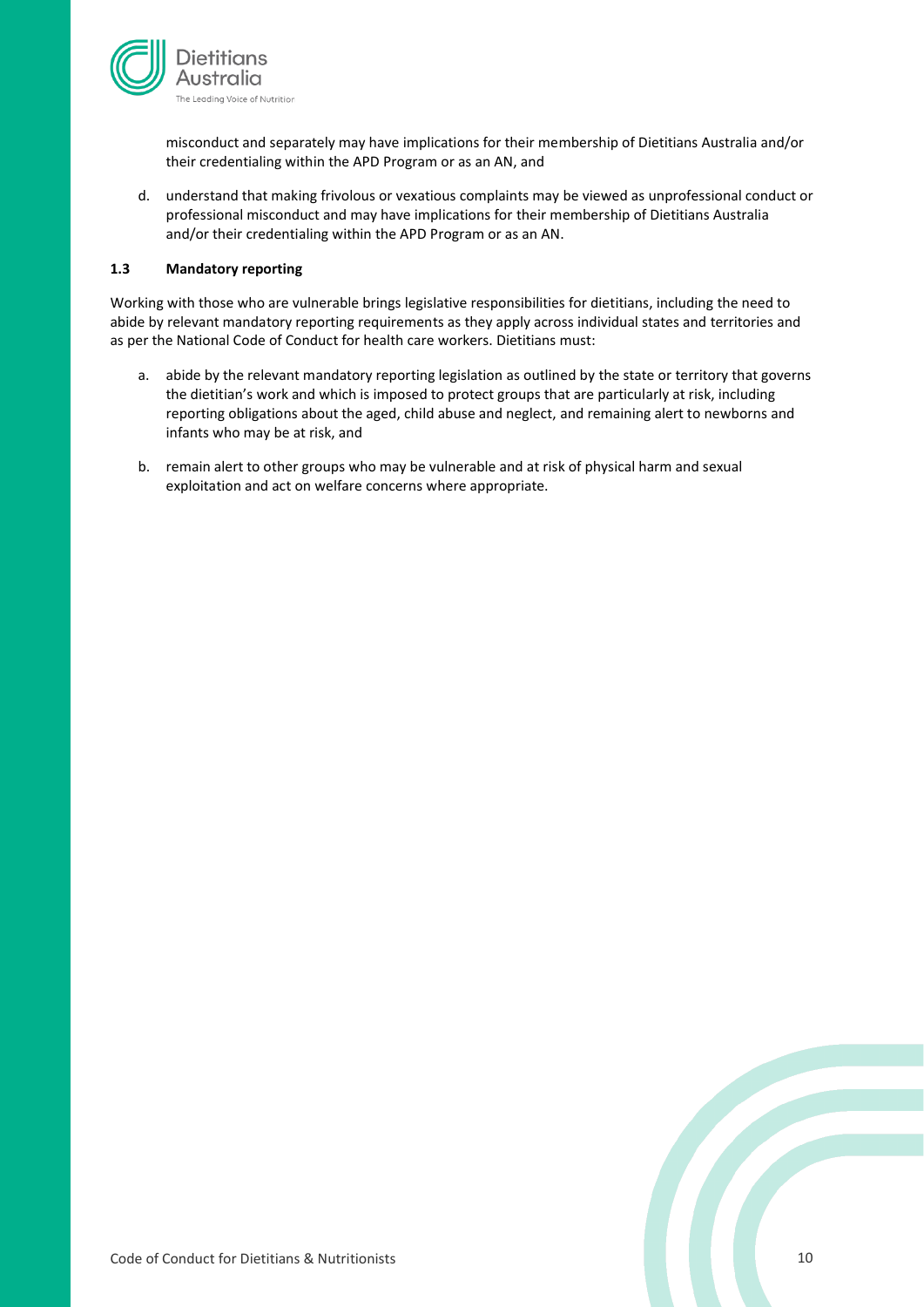misconduct and separately may have implications for their membership of Dietitians Australia and/or their credentialing within the APD Program or as an AN, and

d. understand that making frivolous or vexatious complaints may be viewed as unprofessional conduct or professional misconduct and may have implications for their membership of Dietitians Australia and/or their credentialing within the APD Program or as an AN.

### 1.3 Mandatory reporting

Working with those who are vulnerable brings legislative responsibilities for dietitians, including the need to abide by relevant mandatory reporting requirements as they apply across individual states and territories and as per the National Code of Conduct for health care workers. Dietitians must:

a. abide by the relevant mandatory reporting legislation as outlined by the state or territory that governs the dietitian's work and which is imposed to protect groups that are particularly at risk, including reporting obligations about the aged, child abuse and neglect, and remaining alert to newborns and infants who may be at risk, and

b. remain alert to other groups who may be vulnerable and at risk of physical harm and sexual exploitation and act on welfare concerns where appropriate.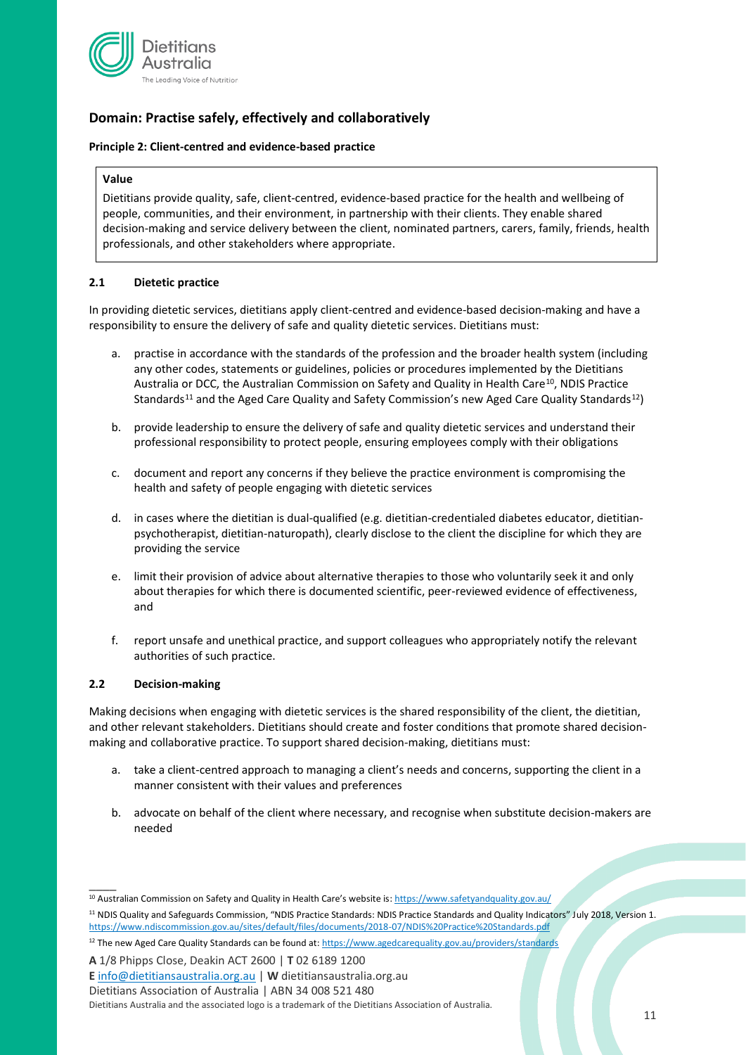## Domain: Practise safely, effectively and collaboratively

**Principle 2: Client-centred and evidence-based practice**

> **Value**
>
> Dietitians provide quality, safe, client-centred, evidence-based practice for the health and wellbeing of people, communities, and their environment, in partnership with their clients. They enable shared decision-making and service delivery between the client, nominated partners, carers, family, friends, health professionals, and other stakeholders where appropriate.

**2.1 Dietetic practice**

In providing dietetic services, dietitians apply client-centred and evidence-based decision-making and have a responsibility to ensure the delivery of safe and quality dietetic services. Dietitians must:

a. practise in accordance with the standards of the profession and the broader health system (including any other codes, statements or guidelines, policies or procedures implemented by the Dietitians Australia or DCC, the Australian Commission on Safety and Quality in Health Care[10], NDIS Practice Standards[11] and the Aged Care Quality and Safety Commission's new Aged Care Quality Standards[12])

b. provide leadership to ensure the delivery of safe and quality dietetic services and understand their professional responsibility to protect people, ensuring employees comply with their obligations

c. document and report any concerns if they believe the practice environment is compromising the health and safety of people engaging with dietetic services

d. in cases where the dietitian is dual-qualified (e.g. dietitian-credentialed diabetes educator, dietitian-psychotherapist, dietitian-naturopath), clearly disclose to the client the discipline for which they are providing the service

e. limit their provision of advice about alternative therapies to those who voluntarily seek it and only about therapies for which there is documented scientific, peer-reviewed evidence of effectiveness, and

f. report unsafe and unethical practice, and support colleagues who appropriately notify the relevant authorities of such practice.

**2.2 Decision-making**

Making decisions when engaging with dietetic services is the shared responsibility of the client, the dietitian, and other relevant stakeholders. Dietitians should create and foster conditions that promote shared decision-making and collaborative practice. To support shared decision-making, dietitians must:

a. take a client-centred approach to managing a client's needs and concerns, supporting the client in a manner consistent with their values and preferences

b. advocate on behalf of the client where necessary, and recognise when substitute decision-makers are needed

---

[10] Australian Commission on Safety and Quality in Health Care's website is: https://www.safetyandquality.gov.au/

[11] NDIS Quality and Safeguards Commission, "NDIS Practice Standards: NDIS Practice Standards and Quality Indicators" July 2018, Version 1. https://www.ndiscommission.gov.au/sites/default/files/documents/2018-07/NDIS%20Practice%20Standards.pdf

[12] The new Aged Care Quality Standards can be found at: https://www.agedcarequality.gov.au/providers/standards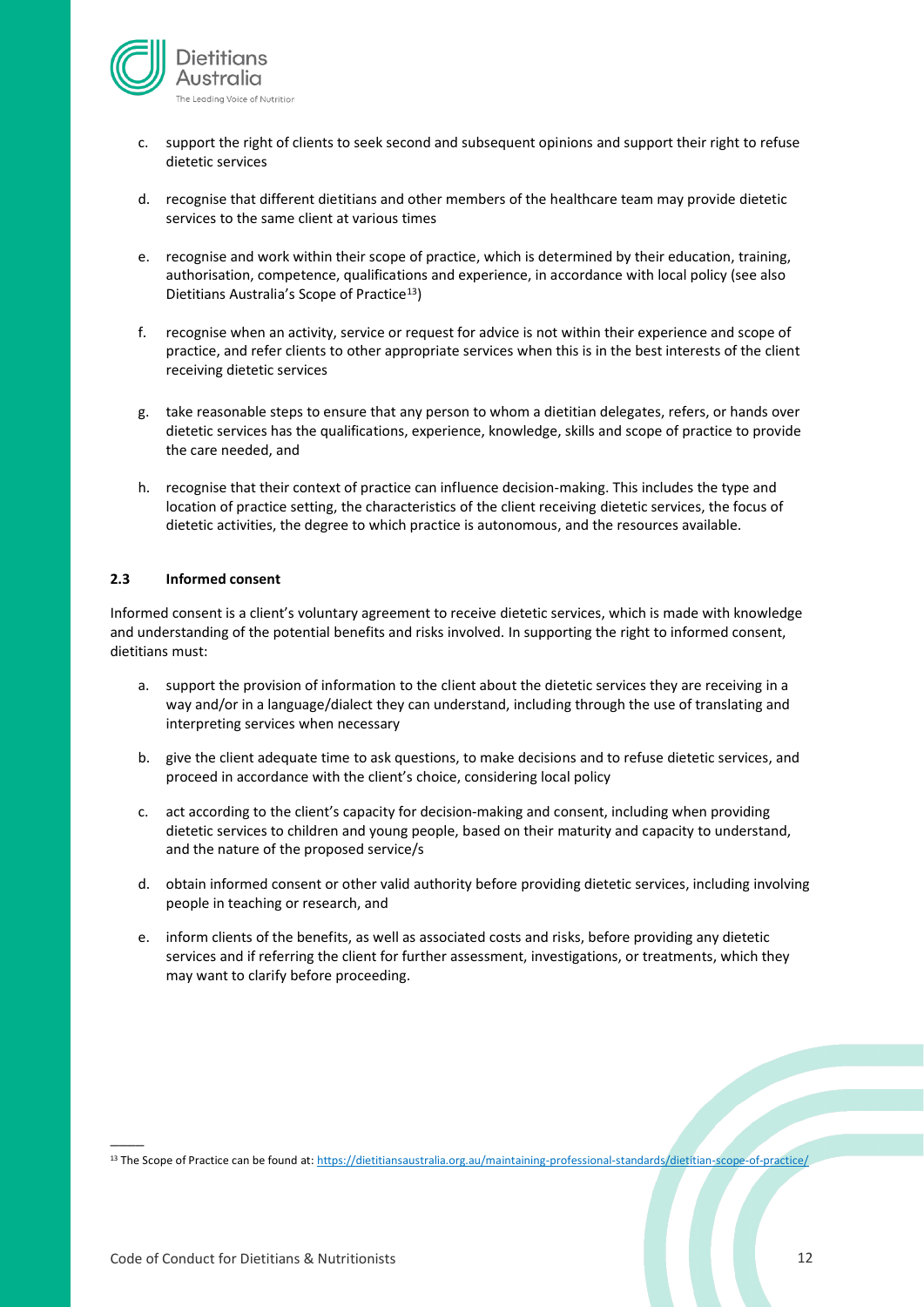c. support the right of clients to seek second and subsequent opinions and support their right to refuse dietetic services

d. recognise that different dietitians and other members of the healthcare team may provide dietetic services to the same client at various times

e. recognise and work within their scope of practice, which is determined by their education, training, authorisation, competence, qualifications and experience, in accordance with local policy (see also Dietitians Australia's Scope of Practice[13])

f. recognise when an activity, service or request for advice is not within their experience and scope of practice, and refer clients to other appropriate services when this is in the best interests of the client receiving dietetic services

g. take reasonable steps to ensure that any person to whom a dietitian delegates, refers, or hands over dietetic services has the qualifications, experience, knowledge, skills and scope of practice to provide the care needed, and

h. recognise that their context of practice can influence decision-making. This includes the type and location of practice setting, the characteristics of the client receiving dietetic services, the focus of dietetic activities, the degree to which practice is autonomous, and the resources available.

#### 2.3 Informed consent

Informed consent is a client's voluntary agreement to receive dietetic services, which is made with knowledge and understanding of the potential benefits and risks involved. In supporting the right to informed consent, dietitians must:

a. support the provision of information to the client about the dietetic services they are receiving in a way and/or in a language/dialect they can understand, including through the use of translating and interpreting services when necessary

b. give the client adequate time to ask questions, to make decisions and to refuse dietetic services, and proceed in accordance with the client's choice, considering local policy

c. act according to the client's capacity for decision-making and consent, including when providing dietetic services to children and young people, based on their maturity and capacity to understand, and the nature of the proposed service/s

d. obtain informed consent or other valid authority before providing dietetic services, including involving people in teaching or research, and

e. inform clients of the benefits, as well as associated costs and risks, before providing any dietetic services and if referring the client for further assessment, investigations, or treatments, which they may want to clarify before proceeding.

---

[13] The Scope of Practice can be found at: https://dietitiansaustralia.org.au/maintaining-professional-standards/dietitian-scope-of-practice/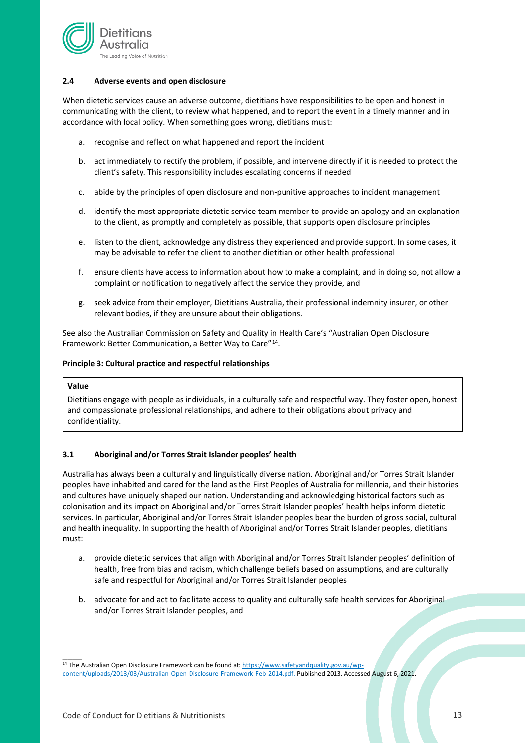### 2.4 Adverse events and open disclosure

When dietetic services cause an adverse outcome, dietitians have responsibilities to be open and honest in communicating with the client, to review what happened, and to report the event in a timely manner and in accordance with local policy. When something goes wrong, dietitians must:

a. recognise and reflect on what happened and report the incident

b. act immediately to rectify the problem, if possible, and intervene directly if it is needed to protect the client's safety. This responsibility includes escalating concerns if needed

c. abide by the principles of open disclosure and non-punitive approaches to incident management

d. identify the most appropriate dietetic service team member to provide an apology and an explanation to the client, as promptly and completely as possible, that supports open disclosure principles

e. listen to the client, acknowledge any distress they experienced and provide support. In some cases, it may be advisable to refer the client to another dietitian or other health professional

f. ensure clients have access to information about how to make a complaint, and in doing so, not allow a complaint or notification to negatively affect the service they provide, and

g. seek advice from their employer, Dietitians Australia, their professional indemnity insurer, or other relevant bodies, if they are unsure about their obligations.

See also the Australian Commission on Safety and Quality in Health Care's "Australian Open Disclosure Framework: Better Communication, a Better Way to Care"[14].

## Principle 3: Cultural practice and respectful relationships

| **Value** |
|---|
| Dietitians engage with people as individuals, in a culturally safe and respectful way. They foster open, honest and compassionate professional relationships, and adhere to their obligations about privacy and confidentiality. |

### 3.1 Aboriginal and/or Torres Strait Islander peoples' health

Australia has always been a culturally and linguistically diverse nation. Aboriginal and/or Torres Strait Islander peoples have inhabited and cared for the land as the First Peoples of Australia for millennia, and their histories and cultures have uniquely shaped our nation. Understanding and acknowledging historical factors such as colonisation and its impact on Aboriginal and/or Torres Strait Islander peoples' health helps inform dietetic services. In particular, Aboriginal and/or Torres Strait Islander peoples bear the burden of gross social, cultural and health inequality. In supporting the health of Aboriginal and/or Torres Strait Islander peoples, dietitians must:

a. provide dietetic services that align with Aboriginal and/or Torres Strait Islander peoples' definition of health, free from bias and racism, which challenge beliefs based on assumptions, and are culturally safe and respectful for Aboriginal and/or Torres Strait Islander peoples

b. advocate for and act to facilitate access to quality and culturally safe health services for Aboriginal and/or Torres Strait Islander peoples, and

---

[14] The Australian Open Disclosure Framework can be found at: https://www.safetyandquality.gov.au/wp-content/uploads/2013/03/Australian-Open-Disclosure-Framework-Feb-2014.pdf. Published 2013. Accessed August 6, 2021.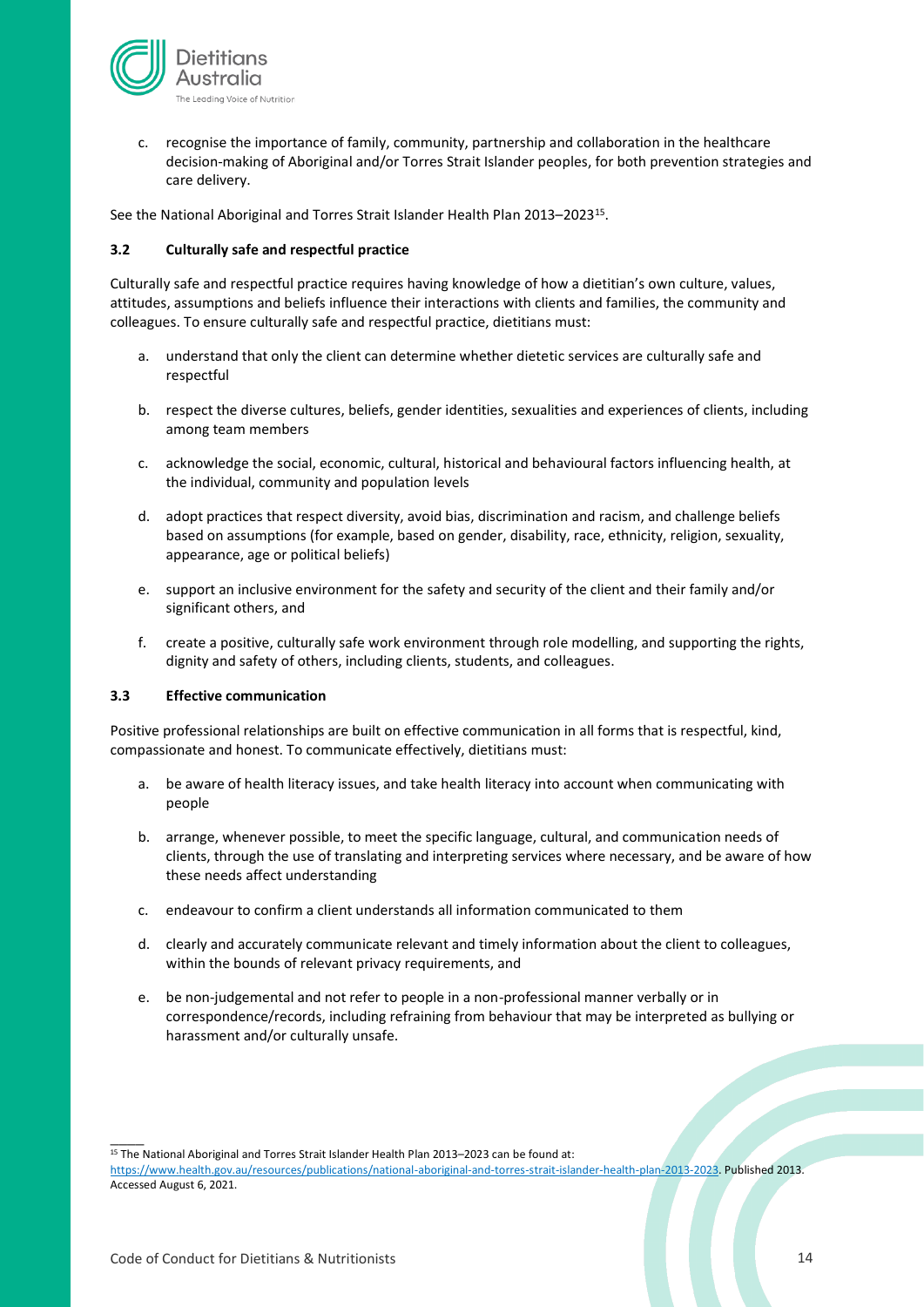c. recognise the importance of family, community, partnership and collaboration in the healthcare decision-making of Aboriginal and/or Torres Strait Islander peoples, for both prevention strategies and care delivery.

See the National Aboriginal and Torres Strait Islander Health Plan 2013–2023[15].

### 3.2 Culturally safe and respectful practice

Culturally safe and respectful practice requires having knowledge of how a dietitian's own culture, values, attitudes, assumptions and beliefs influence their interactions with clients and families, the community and colleagues. To ensure culturally safe and respectful practice, dietitians must:

a. understand that only the client can determine whether dietetic services are culturally safe and respectful

b. respect the diverse cultures, beliefs, gender identities, sexualities and experiences of clients, including among team members

c. acknowledge the social, economic, cultural, historical and behavioural factors influencing health, at the individual, community and population levels

d. adopt practices that respect diversity, avoid bias, discrimination and racism, and challenge beliefs based on assumptions (for example, based on gender, disability, race, ethnicity, religion, sexuality, appearance, age or political beliefs)

e. support an inclusive environment for the safety and security of the client and their family and/or significant others, and

f. create a positive, culturally safe work environment through role modelling, and supporting the rights, dignity and safety of others, including clients, students, and colleagues.

### 3.3 Effective communication

Positive professional relationships are built on effective communication in all forms that is respectful, kind, compassionate and honest. To communicate effectively, dietitians must:

a. be aware of health literacy issues, and take health literacy into account when communicating with people

b. arrange, whenever possible, to meet the specific language, cultural, and communication needs of clients, through the use of translating and interpreting services where necessary, and be aware of how these needs affect understanding

c. endeavour to confirm a client understands all information communicated to them

d. clearly and accurately communicate relevant and timely information about the client to colleagues, within the bounds of relevant privacy requirements, and

e. be non-judgemental and not refer to people in a non-professional manner verbally or in correspondence/records, including refraining from behaviour that may be interpreted as bullying or harassment and/or culturally unsafe.

---

[15] The National Aboriginal and Torres Strait Islander Health Plan 2013–2023 can be found at: https://www.health.gov.au/resources/publications/national-aboriginal-and-torres-strait-islander-health-plan-2013-2023. Published 2013. Accessed August 6, 2021.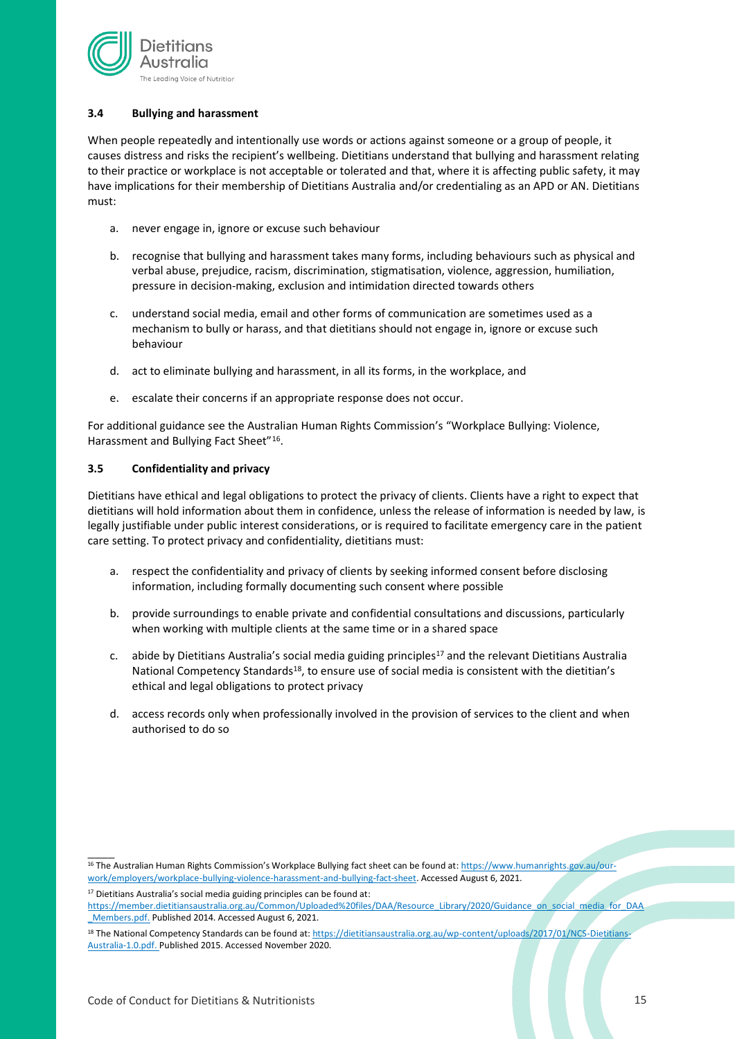### 3.4 Bullying and harassment

When people repeatedly and intentionally use words or actions against someone or a group of people, it causes distress and risks the recipient's wellbeing. Dietitians understand that bullying and harassment relating to their practice or workplace is not acceptable or tolerated and that, where it is affecting public safety, it may have implications for their membership of Dietitians Australia and/or credentialing as an APD or AN. Dietitians must:

a. never engage in, ignore or excuse such behaviour

b. recognise that bullying and harassment takes many forms, including behaviours such as physical and verbal abuse, prejudice, racism, discrimination, stigmatisation, violence, aggression, humiliation, pressure in decision-making, exclusion and intimidation directed towards others

c. understand social media, email and other forms of communication are sometimes used as a mechanism to bully or harass, and that dietitians should not engage in, ignore or excuse such behaviour

d. act to eliminate bullying and harassment, in all its forms, in the workplace, and

e. escalate their concerns if an appropriate response does not occur.

For additional guidance see the Australian Human Rights Commission's "Workplace Bullying: Violence, Harassment and Bullying Fact Sheet"[16].

### 3.5 Confidentiality and privacy

Dietitians have ethical and legal obligations to protect the privacy of clients. Clients have a right to expect that dietitians will hold information about them in confidence, unless the release of information is needed by law, is legally justifiable under public interest considerations, or is required to facilitate emergency care in the patient care setting. To protect privacy and confidentiality, dietitians must:

a. respect the confidentiality and privacy of clients by seeking informed consent before disclosing information, including formally documenting such consent where possible

b. provide surroundings to enable private and confidential consultations and discussions, particularly when working with multiple clients at the same time or in a shared space

c. abide by Dietitians Australia's social media guiding principles[17] and the relevant Dietitians Australia National Competency Standards[18], to ensure use of social media is consistent with the dietitian's ethical and legal obligations to protect privacy

d. access records only when professionally involved in the provision of services to the client and when authorised to do so

---

[16] The Australian Human Rights Commission's Workplace Bullying fact sheet can be found at: https://www.humanrights.gov.au/our-work/employers/workplace-bullying-violence-harassment-and-bullying-fact-sheet. Accessed August 6, 2021.

[17] Dietitians Australia's social media guiding principles can be found at: https://member.dietitiansaustralia.org.au/Common/Uploaded%20files/DAA/Resource_Library/2020/Guidance_on_social_media_for_DAA_Members.pdf. Published 2014. Accessed August 6, 2021.

[18] The National Competency Standards can be found at: https://dietitiansaustralia.org.au/wp-content/uploads/2017/01/NCS-Dietitians-Australia-1.0.pdf. Published 2015. Accessed November 2020.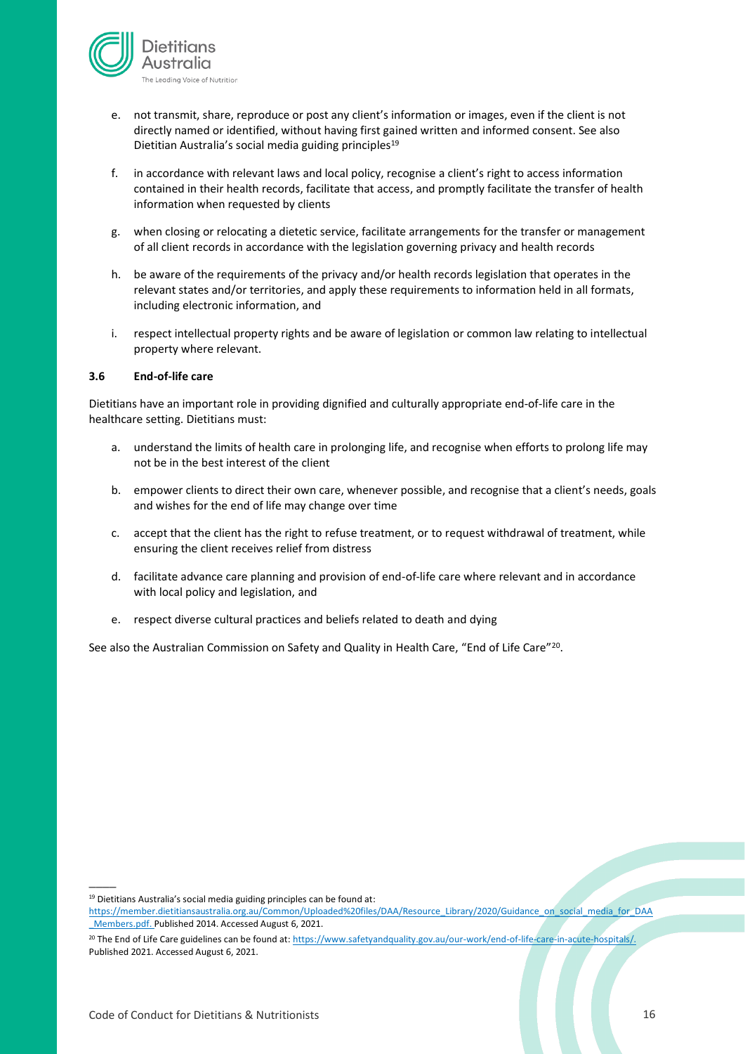e. not transmit, share, reproduce or post any client's information or images, even if the client is not directly named or identified, without having first gained written and informed consent. See also Dietitian Australia's social media guiding principles[19]

f. in accordance with relevant laws and local policy, recognise a client's right to access information contained in their health records, facilitate that access, and promptly facilitate the transfer of health information when requested by clients

g. when closing or relocating a dietetic service, facilitate arrangements for the transfer or management of all client records in accordance with the legislation governing privacy and health records

h. be aware of the requirements of the privacy and/or health records legislation that operates in the relevant states and/or territories, and apply these requirements to information held in all formats, including electronic information, and

i. respect intellectual property rights and be aware of legislation or common law relating to intellectual property where relevant.

### 3.6 End-of-life care

Dietitians have an important role in providing dignified and culturally appropriate end-of-life care in the healthcare setting. Dietitians must:

a. understand the limits of health care in prolonging life, and recognise when efforts to prolong life may not be in the best interest of the client

b. empower clients to direct their own care, whenever possible, and recognise that a client's needs, goals and wishes for the end of life may change over time

c. accept that the client has the right to refuse treatment, or to request withdrawal of treatment, while ensuring the client receives relief from distress

d. facilitate advance care planning and provision of end-of-life care where relevant and in accordance with local policy and legislation, and

e. respect diverse cultural practices and beliefs related to death and dying

See also the Australian Commission on Safety and Quality in Health Care, "End of Life Care"[20].

---

[19] Dietitians Australia's social media guiding principles can be found at: https://member.dietitiansaustralia.org.au/Common/Uploaded%20files/DAA/Resource_Library/2020/Guidance_on_social_media_for_DAA_Members.pdf. Published 2014. Accessed August 6, 2021.

[20] The End of Life Care guidelines can be found at: https://www.safetyandquality.gov.au/our-work/end-of-life-care-in-acute-hospitals/. Published 2021. Accessed August 6, 2021.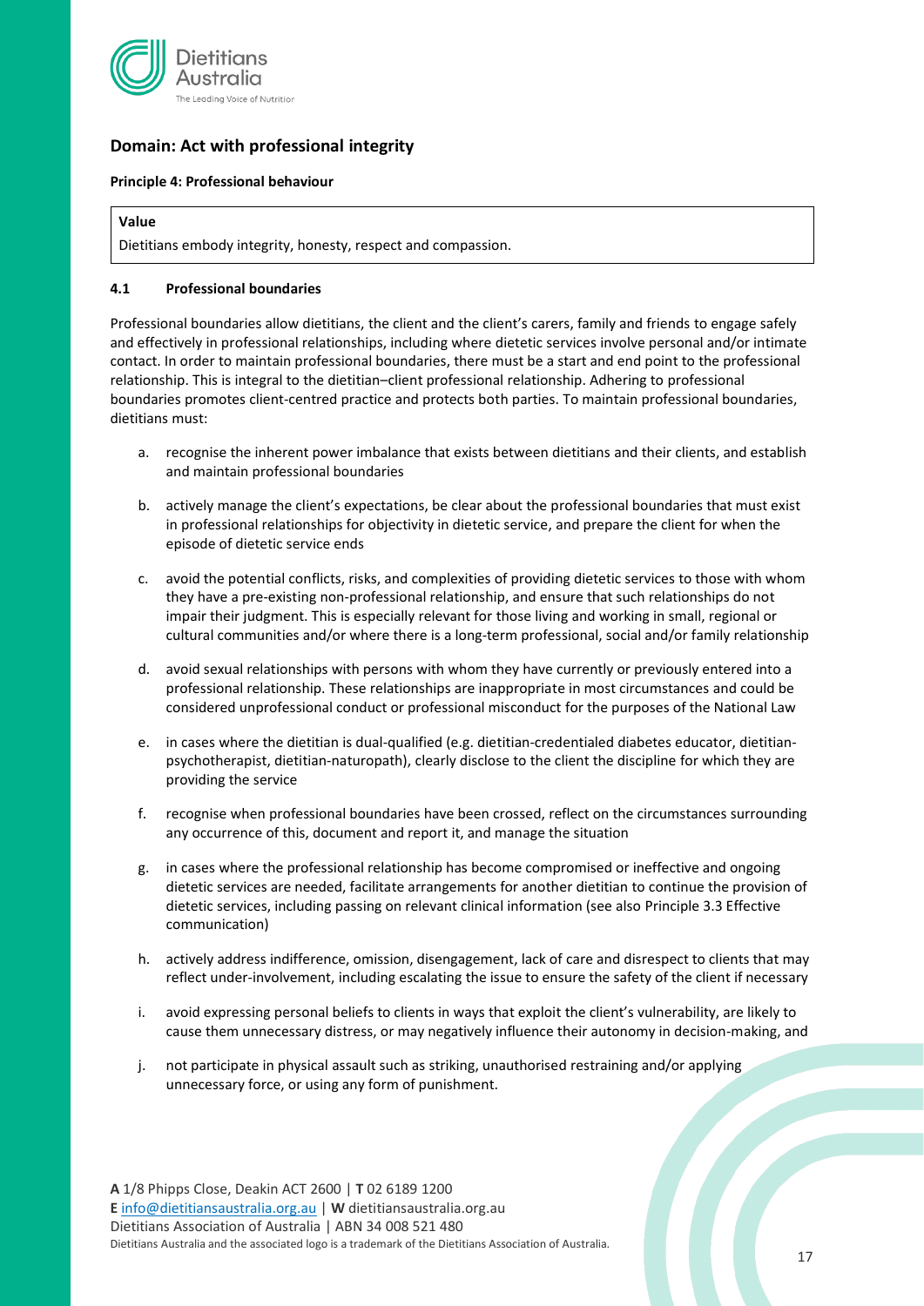## Domain: Act with professional integrity

**Principle 4: Professional behaviour**

| **Value** |
| --- |
| Dietitians embody integrity, honesty, respect and compassion. |

### 4.1 Professional boundaries

Professional boundaries allow dietitians, the client and the client's carers, family and friends to engage safely and effectively in professional relationships, including where dietetic services involve personal and/or intimate contact. In order to maintain professional boundaries, there must be a start and end point to the professional relationship. This is integral to the dietitian–client professional relationship. Adhering to professional boundaries promotes client-centred practice and protects both parties. To maintain professional boundaries, dietitians must:

a. recognise the inherent power imbalance that exists between dietitians and their clients, and establish and maintain professional boundaries

b. actively manage the client's expectations, be clear about the professional boundaries that must exist in professional relationships for objectivity in dietetic service, and prepare the client for when the episode of dietetic service ends

c. avoid the potential conflicts, risks, and complexities of providing dietetic services to those with whom they have a pre-existing non-professional relationship, and ensure that such relationships do not impair their judgment. This is especially relevant for those living and working in small, regional or cultural communities and/or where there is a long-term professional, social and/or family relationship

d. avoid sexual relationships with persons with whom they have currently or previously entered into a professional relationship. These relationships are inappropriate in most circumstances and could be considered unprofessional conduct or professional misconduct for the purposes of the National Law

e. in cases where the dietitian is dual-qualified (e.g. dietitian-credentialed diabetes educator, dietitian-psychotherapist, dietitian-naturopath), clearly disclose to the client the discipline for which they are providing the service

f. recognise when professional boundaries have been crossed, reflect on the circumstances surrounding any occurrence of this, document and report it, and manage the situation

g. in cases where the professional relationship has become compromised or ineffective and ongoing dietetic services are needed, facilitate arrangements for another dietitian to continue the provision of dietetic services, including passing on relevant clinical information (see also Principle 3.3 Effective communication)

h. actively address indifference, omission, disengagement, lack of care and disrespect to clients that may reflect under-involvement, including escalating the issue to ensure the safety of the client if necessary

i. avoid expressing personal beliefs to clients in ways that exploit the client's vulnerability, are likely to cause them unnecessary distress, or may negatively influence their autonomy in decision-making, and

j. not participate in physical assault such as striking, unauthorised restraining and/or applying unnecessary force, or using any form of punishment.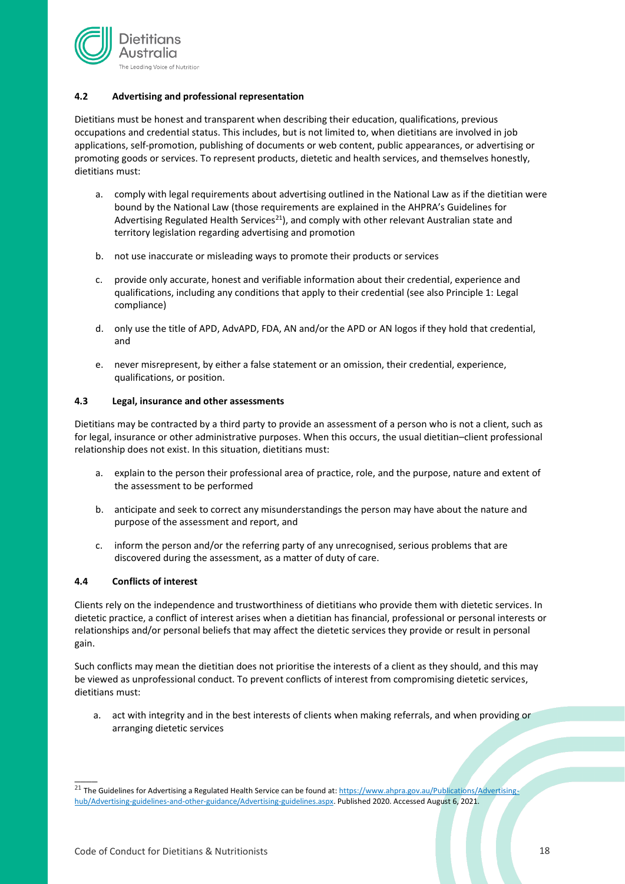#### 4.2 Advertising and professional representation

Dietitians must be honest and transparent when describing their education, qualifications, previous occupations and credential status. This includes, but is not limited to, when dietitians are involved in job applications, self-promotion, publishing of documents or web content, public appearances, or advertising or promoting goods or services. To represent products, dietetic and health services, and themselves honestly, dietitians must:

a. comply with legal requirements about advertising outlined in the National Law as if the dietitian were bound by the National Law (those requirements are explained in the AHPRA's Guidelines for Advertising Regulated Health Services[21]), and comply with other relevant Australian state and territory legislation regarding advertising and promotion

b. not use inaccurate or misleading ways to promote their products or services

c. provide only accurate, honest and verifiable information about their credential, experience and qualifications, including any conditions that apply to their credential (see also Principle 1: Legal compliance)

d. only use the title of APD, AdvAPD, FDA, AN and/or the APD or AN logos if they hold that credential, and

e. never misrepresent, by either a false statement or an omission, their credential, experience, qualifications, or position.

#### 4.3 Legal, insurance and other assessments

Dietitians may be contracted by a third party to provide an assessment of a person who is not a client, such as for legal, insurance or other administrative purposes. When this occurs, the usual dietitian–client professional relationship does not exist. In this situation, dietitians must:

a. explain to the person their professional area of practice, role, and the purpose, nature and extent of the assessment to be performed

b. anticipate and seek to correct any misunderstandings the person may have about the nature and purpose of the assessment and report, and

c. inform the person and/or the referring party of any unrecognised, serious problems that are discovered during the assessment, as a matter of duty of care.

#### 4.4 Conflicts of interest

Clients rely on the independence and trustworthiness of dietitians who provide them with dietetic services. In dietetic practice, a conflict of interest arises when a dietitian has financial, professional or personal interests or relationships and/or personal beliefs that may affect the dietetic services they provide or result in personal gain.

Such conflicts may mean the dietitian does not prioritise the interests of a client as they should, and this may be viewed as unprofessional conduct. To prevent conflicts of interest from compromising dietetic services, dietitians must:

a. act with integrity and in the best interests of clients when making referrals, and when providing or arranging dietetic services

---

[21] The Guidelines for Advertising a Regulated Health Service can be found at: https://www.ahpra.gov.au/Publications/Advertising-hub/Advertising-guidelines-and-other-guidance/Advertising-guidelines.aspx. Published 2020. Accessed August 6, 2021.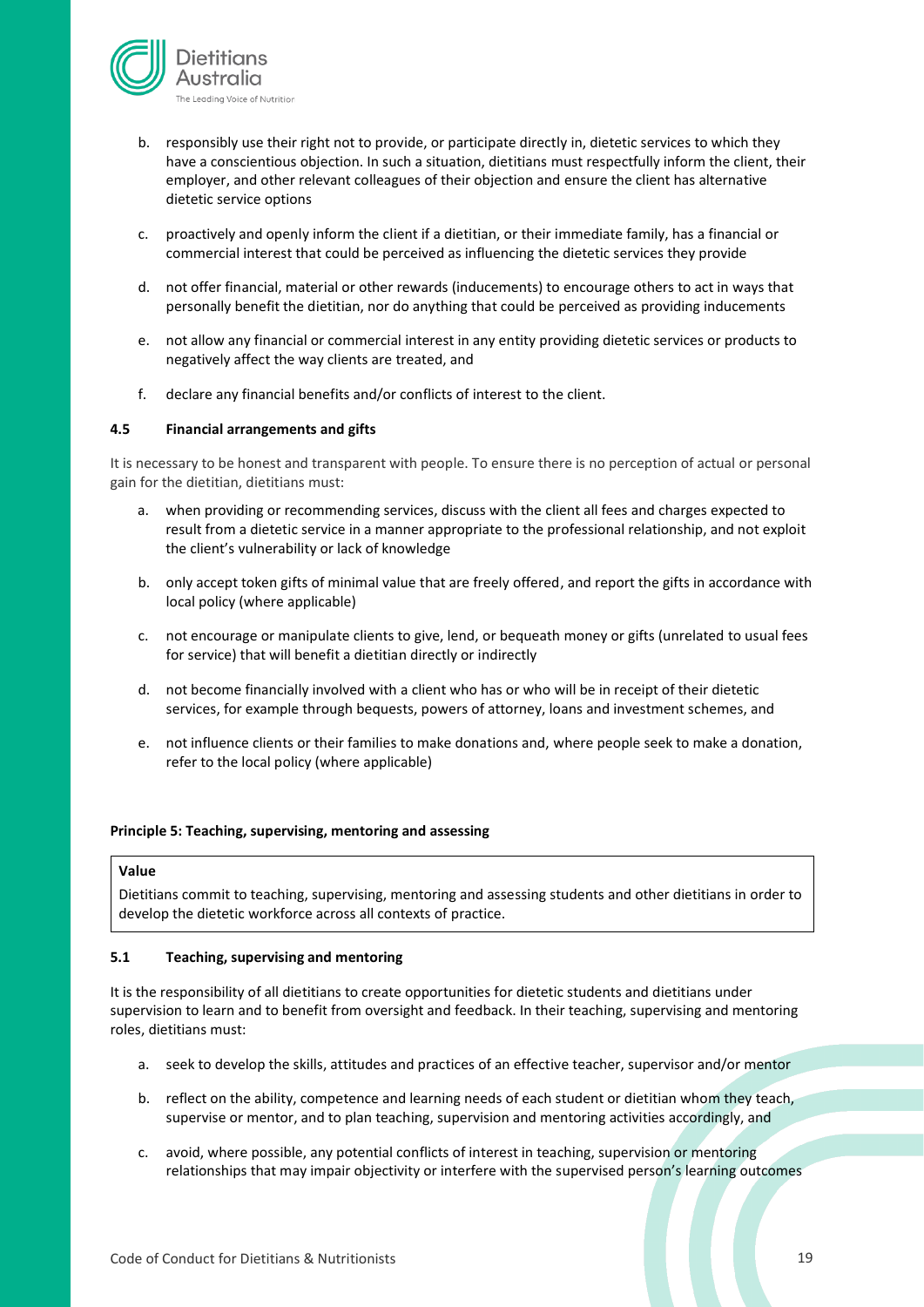b. responsibly use their right not to provide, or participate directly in, dietetic services to which they have a conscientious objection. In such a situation, dietitians must respectfully inform the client, their employer, and other relevant colleagues of their objection and ensure the client has alternative dietetic service options

c. proactively and openly inform the client if a dietitian, or their immediate family, has a financial or commercial interest that could be perceived as influencing the dietetic services they provide

d. not offer financial, material or other rewards (inducements) to encourage others to act in ways that personally benefit the dietitian, nor do anything that could be perceived as providing inducements

e. not allow any financial or commercial interest in any entity providing dietetic services or products to negatively affect the way clients are treated, and

f. declare any financial benefits and/or conflicts of interest to the client.

### 4.5 Financial arrangements and gifts

It is necessary to be honest and transparent with people. To ensure there is no perception of actual or personal gain for the dietitian, dietitians must:

a. when providing or recommending services, discuss with the client all fees and charges expected to result from a dietetic service in a manner appropriate to the professional relationship, and not exploit the client's vulnerability or lack of knowledge

b. only accept token gifts of minimal value that are freely offered, and report the gifts in accordance with local policy (where applicable)

c. not encourage or manipulate clients to give, lend, or bequeath money or gifts (unrelated to usual fees for service) that will benefit a dietitian directly or indirectly

d. not become financially involved with a client who has or who will be in receipt of their dietetic services, for example through bequests, powers of attorney, loans and investment schemes, and

e. not influence clients or their families to make donations and, where people seek to make a donation, refer to the local policy (where applicable)

## Principle 5: Teaching, supervising, mentoring and assessing

| **Value** |
| --- |
| Dietitians commit to teaching, supervising, mentoring and assessing students and other dietitians in order to develop the dietetic workforce across all contexts of practice. |

### 5.1 Teaching, supervising and mentoring

It is the responsibility of all dietitians to create opportunities for dietetic students and dietitians under supervision to learn and to benefit from oversight and feedback. In their teaching, supervising and mentoring roles, dietitians must:

a. seek to develop the skills, attitudes and practices of an effective teacher, supervisor and/or mentor

b. reflect on the ability, competence and learning needs of each student or dietitian whom they teach, supervise or mentor, and to plan teaching, supervision and mentoring activities accordingly, and

c. avoid, where possible, any potential conflicts of interest in teaching, supervision or mentoring relationships that may impair objectivity or interfere with the supervised person's learning outcomes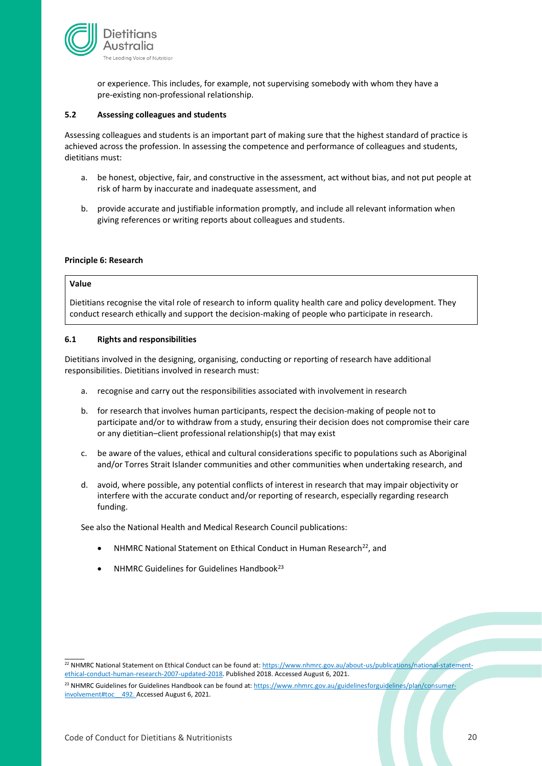or experience. This includes, for example, not supervising somebody with whom they have a pre-existing non-professional relationship.

### 5.2 Assessing colleagues and students

Assessing colleagues and students is an important part of making sure that the highest standard of practice is achieved across the profession. In assessing the competence and performance of colleagues and students, dietitians must:

a. be honest, objective, fair, and constructive in the assessment, act without bias, and not put people at risk of harm by inaccurate and inadequate assessment, and

b. provide accurate and justifiable information promptly, and include all relevant information when giving references or writing reports about colleagues and students.

## Principle 6: Research

**Value**

Dietitians recognise the vital role of research to inform quality health care and policy development. They conduct research ethically and support the decision-making of people who participate in research.

### 6.1 Rights and responsibilities

Dietitians involved in the designing, organising, conducting or reporting of research have additional responsibilities. Dietitians involved in research must:

a. recognise and carry out the responsibilities associated with involvement in research

b. for research that involves human participants, respect the decision-making of people not to participate and/or to withdraw from a study, ensuring their decision does not compromise their care or any dietitian–client professional relationship(s) that may exist

c. be aware of the values, ethical and cultural considerations specific to populations such as Aboriginal and/or Torres Strait Islander communities and other communities when undertaking research, and

d. avoid, where possible, any potential conflicts of interest in research that may impair objectivity or interfere with the accurate conduct and/or reporting of research, especially regarding research funding.

See also the National Health and Medical Research Council publications:

- NHMRC National Statement on Ethical Conduct in Human Research[22], and
- NHMRC Guidelines for Guidelines Handbook[23]

[22] NHMRC National Statement on Ethical Conduct can be found at: https://www.nhmrc.gov.au/about-us/publications/national-statement-ethical-conduct-human-research-2007-updated-2018. Published 2018. Accessed August 6, 2021.

[23] NHMRC Guidelines for Guidelines Handbook can be found at: https://www.nhmrc.gov.au/guidelinesforguidelines/plan/consumer-involvement#toc__492. Accessed August 6, 2021.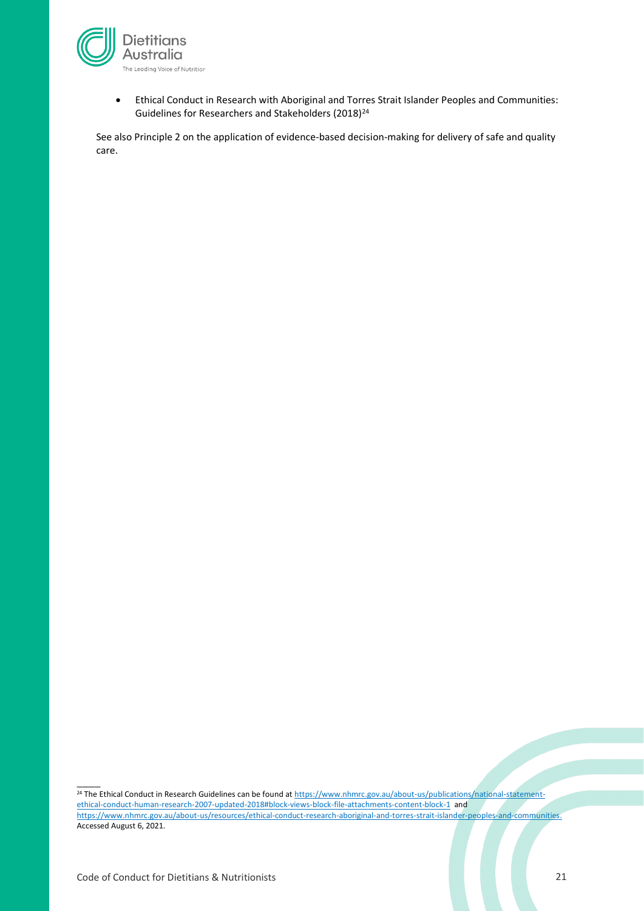- Ethical Conduct in Research with Aboriginal and Torres Strait Islander Peoples and Communities: Guidelines for Researchers and Stakeholders (2018)[24]

See also Principle 2 on the application of evidence-based decision-making for delivery of safe and quality care.

[24] The Ethical Conduct in Research Guidelines can be found at https://www.nhmrc.gov.au/about-us/publications/national-statement-ethical-conduct-human-research-2007-updated-2018#block-views-block-file-attachments-content-block-1 and https://www.nhmrc.gov.au/about-us/resources/ethical-conduct-research-aboriginal-and-torres-strait-islander-peoples-and-communities. Accessed August 6, 2021.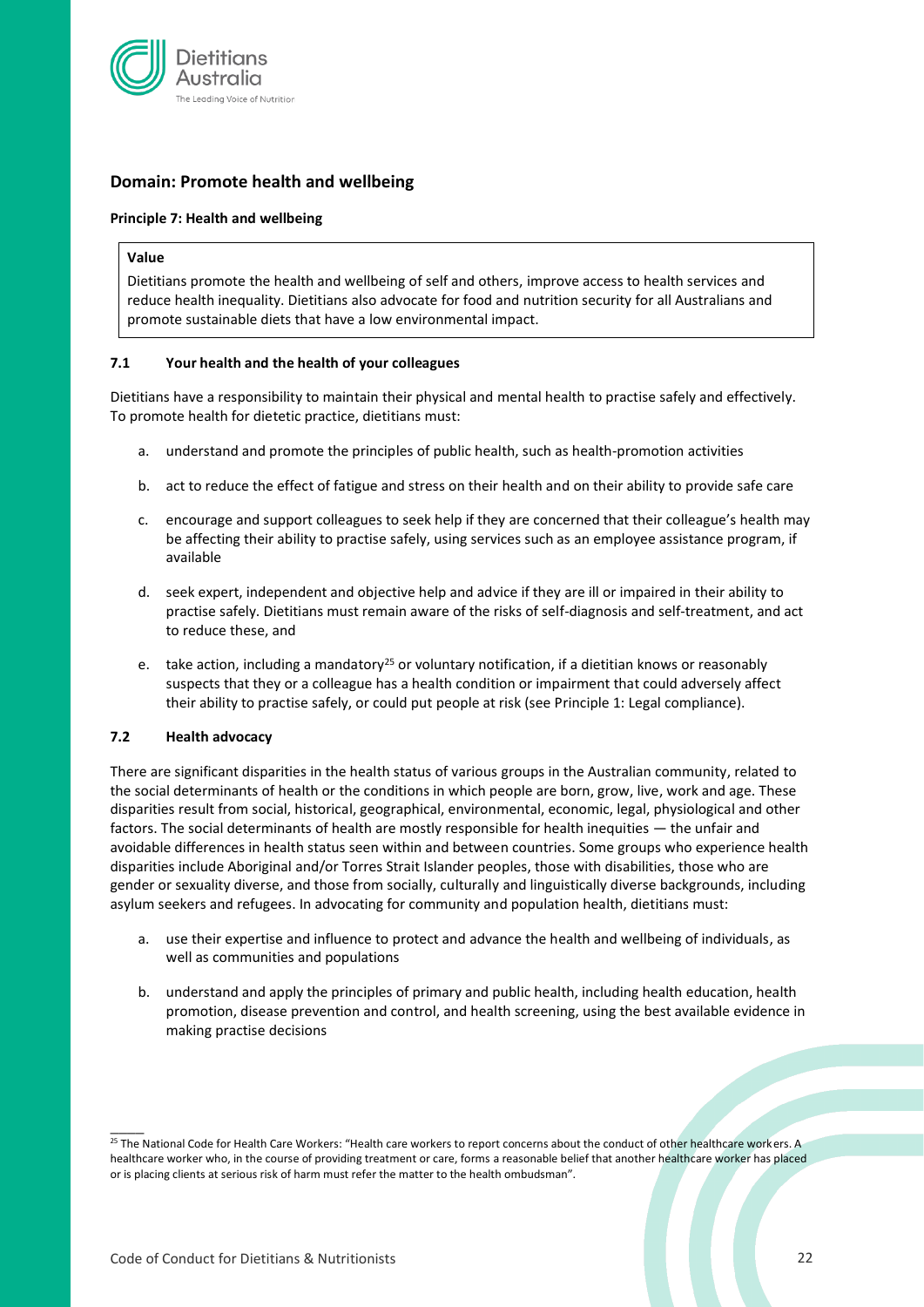## Domain: Promote health and wellbeing

**Principle 7: Health and wellbeing**

> **Value**
>
> Dietitians promote the health and wellbeing of self and others, improve access to health services and reduce health inequality. Dietitians also advocate for food and nutrition security for all Australians and promote sustainable diets that have a low environmental impact.

### 7.1 Your health and the health of your colleagues

Dietitians have a responsibility to maintain their physical and mental health to practise safely and effectively. To promote health for dietetic practice, dietitians must:

a. understand and promote the principles of public health, such as health-promotion activities

b. act to reduce the effect of fatigue and stress on their health and on their ability to provide safe care

c. encourage and support colleagues to seek help if they are concerned that their colleague's health may be affecting their ability to practise safely, using services such as an employee assistance program, if available

d. seek expert, independent and objective help and advice if they are ill or impaired in their ability to practise safely. Dietitians must remain aware of the risks of self-diagnosis and self-treatment, and act to reduce these, and

e. take action, including a mandatory[25] or voluntary notification, if a dietitian knows or reasonably suspects that they or a colleague has a health condition or impairment that could adversely affect their ability to practise safely, or could put people at risk (see Principle 1: Legal compliance).

### 7.2 Health advocacy

There are significant disparities in the health status of various groups in the Australian community, related to the social determinants of health or the conditions in which people are born, grow, live, work and age. These disparities result from social, historical, geographical, environmental, economic, legal, physiological and other factors. The social determinants of health are mostly responsible for health inequities — the unfair and avoidable differences in health status seen within and between countries. Some groups who experience health disparities include Aboriginal and/or Torres Strait Islander peoples, those with disabilities, those who are gender or sexuality diverse, and those from socially, culturally and linguistically diverse backgrounds, including asylum seekers and refugees. In advocating for community and population health, dietitians must:

a. use their expertise and influence to protect and advance the health and wellbeing of individuals, as well as communities and populations

b. understand and apply the principles of primary and public health, including health education, health promotion, disease prevention and control, and health screening, using the best available evidence in making practise decisions

---

[25] The National Code for Health Care Workers: "Health care workers to report concerns about the conduct of other healthcare workers. A healthcare worker who, in the course of providing treatment or care, forms a reasonable belief that another healthcare worker has placed or is placing clients at serious risk of harm must refer the matter to the health ombudsman".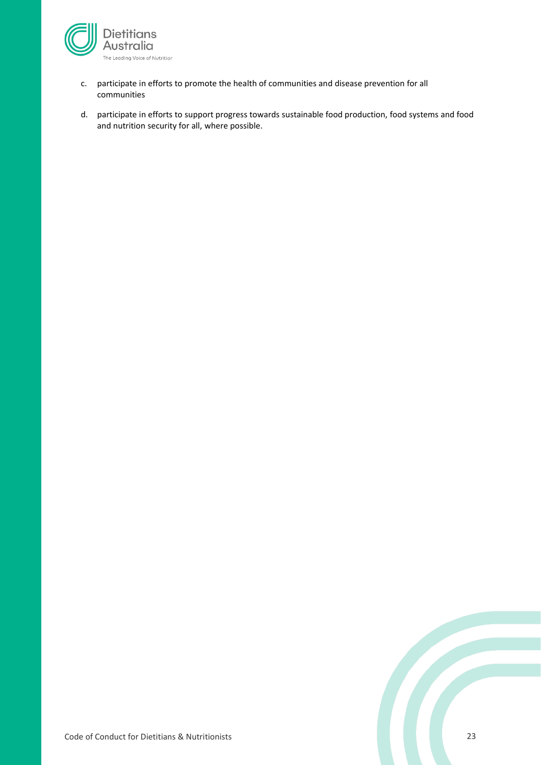c. participate in efforts to promote the health of communities and disease prevention for all communities

d. participate in efforts to support progress towards sustainable food production, food systems and food and nutrition security for all, where possible.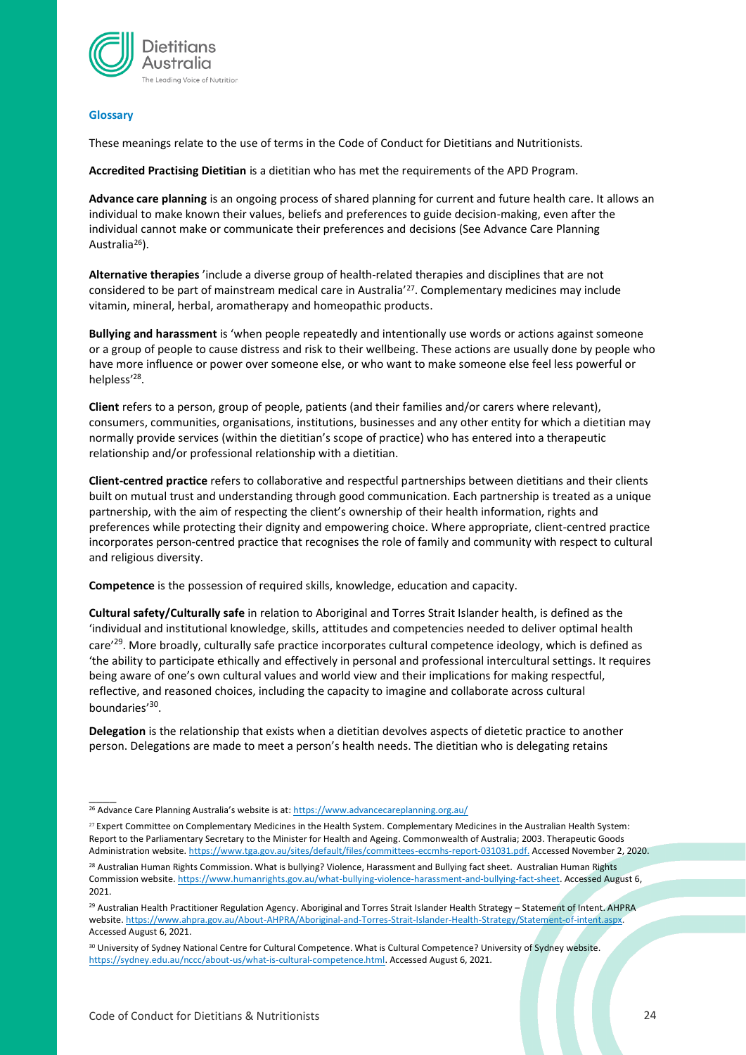### Glossary

These meanings relate to the use of terms in the Code of Conduct for Dietitians and Nutritionists.

**Accredited Practising Dietitian** is a dietitian who has met the requirements of the APD Program.

**Advance care planning** is an ongoing process of shared planning for current and future health care. It allows an individual to make known their values, beliefs and preferences to guide decision-making, even after the individual cannot make or communicate their preferences and decisions (See Advance Care Planning Australia[26]).

**Alternative therapies** 'include a diverse group of health-related therapies and disciplines that are not considered to be part of mainstream medical care in Australia'[27]. Complementary medicines may include vitamin, mineral, herbal, aromatherapy and homeopathic products.

**Bullying and harassment** is 'when people repeatedly and intentionally use words or actions against someone or a group of people to cause distress and risk to their wellbeing. These actions are usually done by people who have more influence or power over someone else, or who want to make someone else feel less powerful or helpless'[28].

**Client** refers to a person, group of people, patients (and their families and/or carers where relevant), consumers, communities, organisations, institutions, businesses and any other entity for which a dietitian may normally provide services (within the dietitian's scope of practice) who has entered into a therapeutic relationship and/or professional relationship with a dietitian.

**Client-centred practice** refers to collaborative and respectful partnerships between dietitians and their clients built on mutual trust and understanding through good communication. Each partnership is treated as a unique partnership, with the aim of respecting the client's ownership of their health information, rights and preferences while protecting their dignity and empowering choice. Where appropriate, client-centred practice incorporates person-centred practice that recognises the role of family and community with respect to cultural and religious diversity.

**Competence** is the possession of required skills, knowledge, education and capacity.

**Cultural safety/Culturally safe** in relation to Aboriginal and Torres Strait Islander health, is defined as the 'individual and institutional knowledge, skills, attitudes and competencies needed to deliver optimal health care'[29]. More broadly, culturally safe practice incorporates cultural competence ideology, which is defined as 'the ability to participate ethically and effectively in personal and professional intercultural settings. It requires being aware of one's own cultural values and world view and their implications for making respectful, reflective, and reasoned choices, including the capacity to imagine and collaborate across cultural boundaries'[30].

**Delegation** is the relationship that exists when a dietitian devolves aspects of dietetic practice to another person. Delegations are made to meet a person's health needs. The dietitian who is delegating retains

---

[26] Advance Care Planning Australia's website is at: https://www.advancecareplanning.org.au/

[27] Expert Committee on Complementary Medicines in the Health System. Complementary Medicines in the Australian Health System: Report to the Parliamentary Secretary to the Minister for Health and Ageing. Commonwealth of Australia; 2003. Therapeutic Goods Administration website. https://www.tga.gov.au/sites/default/files/committees-eccmhs-report-031031.pdf. Accessed November 2, 2020.

[28] Australian Human Rights Commission. What is bullying? Violence, Harassment and Bullying fact sheet. Australian Human Rights Commission website. https://www.humanrights.gov.au/what-bullying-violence-harassment-and-bullying-fact-sheet. Accessed August 6, 2021.

[29] Australian Health Practitioner Regulation Agency. Aboriginal and Torres Strait Islander Health Strategy – Statement of Intent. AHPRA website. https://www.ahpra.gov.au/About-AHPRA/Aboriginal-and-Torres-Strait-Islander-Health-Strategy/Statement-of-intent.aspx. Accessed August 6, 2021.

[30] University of Sydney National Centre for Cultural Competence. What is Cultural Competence? University of Sydney website. https://sydney.edu.au/nccc/about-us/what-is-cultural-competence.html. Accessed August 6, 2021.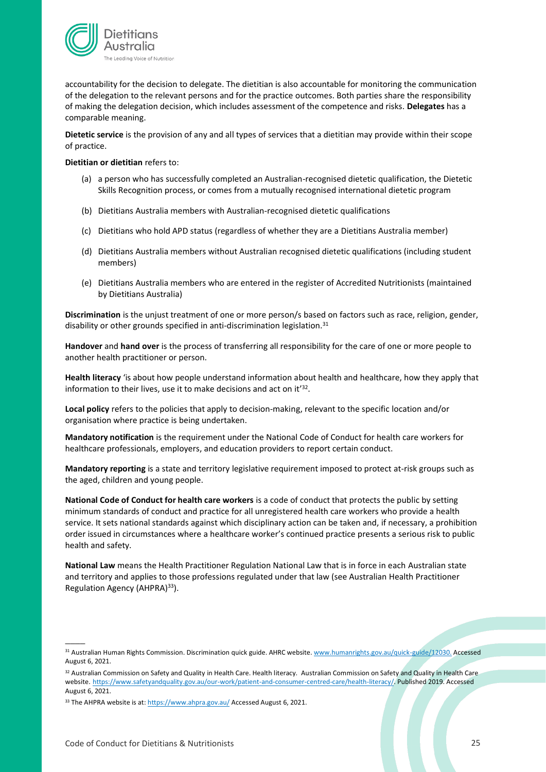accountability for the decision to delegate. The dietitian is also accountable for monitoring the communication of the delegation to the relevant persons and for the practice outcomes. Both parties share the responsibility of making the delegation decision, which includes assessment of the competence and risks. **Delegates** has a comparable meaning.

**Dietetic service** is the provision of any and all types of services that a dietitian may provide within their scope of practice.

**Dietitian or dietitian** refers to:

(a) a person who has successfully completed an Australian-recognised dietetic qualification, the Dietetic Skills Recognition process, or comes from a mutually recognised international dietetic program

(b) Dietitians Australia members with Australian-recognised dietetic qualifications

(c) Dietitians who hold APD status (regardless of whether they are a Dietitians Australia member)

(d) Dietitians Australia members without Australian recognised dietetic qualifications (including student members)

(e) Dietitians Australia members who are entered in the register of Accredited Nutritionists (maintained by Dietitians Australia)

**Discrimination** is the unjust treatment of one or more person/s based on factors such as race, religion, gender, disability or other grounds specified in anti-discrimination legislation.[31]

**Handover** and **hand over** is the process of transferring all responsibility for the care of one or more people to another health practitioner or person.

**Health literacy** 'is about how people understand information about health and healthcare, how they apply that information to their lives, use it to make decisions and act on it'[32].

**Local policy** refers to the policies that apply to decision-making, relevant to the specific location and/or organisation where practice is being undertaken.

**Mandatory notification** is the requirement under the National Code of Conduct for health care workers for healthcare professionals, employers, and education providers to report certain conduct.

**Mandatory reporting** is a state and territory legislative requirement imposed to protect at-risk groups such as the aged, children and young people.

**National Code of Conduct for health care workers** is a code of conduct that protects the public by setting minimum standards of conduct and practice for all unregistered health care workers who provide a health service. It sets national standards against which disciplinary action can be taken and, if necessary, a prohibition order issued in circumstances where a healthcare worker's continued practice presents a serious risk to public health and safety.

**National Law** means the Health Practitioner Regulation National Law that is in force in each Australian state and territory and applies to those professions regulated under that law (see Australian Health Practitioner Regulation Agency (AHPRA)[33]).

---

[31] Australian Human Rights Commission. Discrimination quick guide. AHRC website. www.humanrights.gov.au/quick-guide/12030. Accessed August 6, 2021.

[32] Australian Commission on Safety and Quality in Health Care. Health literacy. Australian Commission on Safety and Quality in Health Care website. https://www.safetyandquality.gov.au/our-work/patient-and-consumer-centred-care/health-literacy/. Published 2019. Accessed August 6, 2021.

[33] The AHPRA website is at: https://www.ahpra.gov.au/ Accessed August 6, 2021.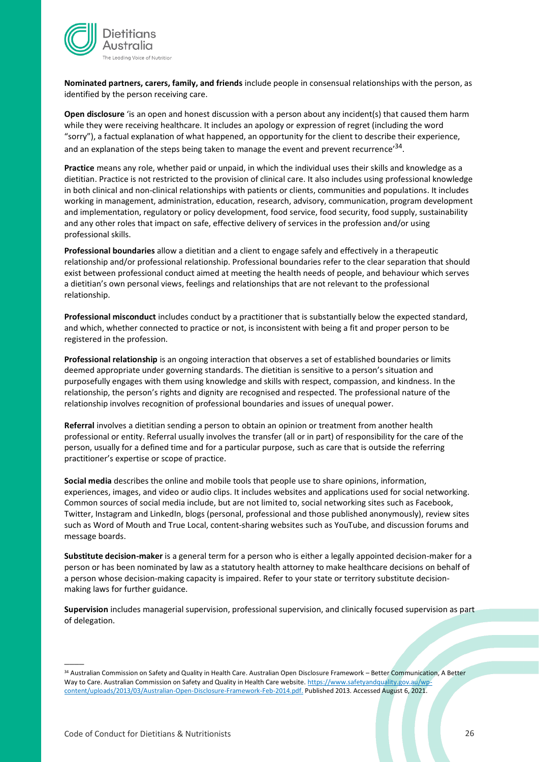**Nominated partners, carers, family, and friends** include people in consensual relationships with the person, as identified by the person receiving care.

**Open disclosure** 'is an open and honest discussion with a person about any incident(s) that caused them harm while they were receiving healthcare. It includes an apology or expression of regret (including the word "sorry"), a factual explanation of what happened, an opportunity for the client to describe their experience, and an explanation of the steps being taken to manage the event and prevent recurrence'[34].

**Practice** means any role, whether paid or unpaid, in which the individual uses their skills and knowledge as a dietitian. Practice is not restricted to the provision of clinical care. It also includes using professional knowledge in both clinical and non-clinical relationships with patients or clients, communities and populations. It includes working in management, administration, education, research, advisory, communication, program development and implementation, regulatory or policy development, food service, food security, food supply, sustainability and any other roles that impact on safe, effective delivery of services in the profession and/or using professional skills.

**Professional boundaries** allow a dietitian and a client to engage safely and effectively in a therapeutic relationship and/or professional relationship. Professional boundaries refer to the clear separation that should exist between professional conduct aimed at meeting the health needs of people, and behaviour which serves a dietitian's own personal views, feelings and relationships that are not relevant to the professional relationship.

**Professional misconduct** includes conduct by a practitioner that is substantially below the expected standard, and which, whether connected to practice or not, is inconsistent with being a fit and proper person to be registered in the profession.

**Professional relationship** is an ongoing interaction that observes a set of established boundaries or limits deemed appropriate under governing standards. The dietitian is sensitive to a person's situation and purposefully engages with them using knowledge and skills with respect, compassion, and kindness. In the relationship, the person's rights and dignity are recognised and respected. The professional nature of the relationship involves recognition of professional boundaries and issues of unequal power.

**Referral** involves a dietitian sending a person to obtain an opinion or treatment from another health professional or entity. Referral usually involves the transfer (all or in part) of responsibility for the care of the person, usually for a defined time and for a particular purpose, such as care that is outside the referring practitioner's expertise or scope of practice.

**Social media** describes the online and mobile tools that people use to share opinions, information, experiences, images, and video or audio clips. It includes websites and applications used for social networking. Common sources of social media include, but are not limited to, social networking sites such as Facebook, Twitter, Instagram and LinkedIn, blogs (personal, professional and those published anonymously), review sites such as Word of Mouth and True Local, content-sharing websites such as YouTube, and discussion forums and message boards.

**Substitute decision-maker** is a general term for a person who is either a legally appointed decision-maker for a person or has been nominated by law as a statutory health attorney to make healthcare decisions on behalf of a person whose decision-making capacity is impaired. Refer to your state or territory substitute decision-making laws for further guidance.

**Supervision** includes managerial supervision, professional supervision, and clinically focused supervision as part of delegation.

---

[34] Australian Commission on Safety and Quality in Health Care. Australian Open Disclosure Framework – Better Communication, A Better Way to Care. Australian Commission on Safety and Quality in Health Care website. https://www.safetyandquality.gov.au/wp-content/uploads/2013/03/Australian-Open-Disclosure-Framework-Feb-2014.pdf. Published 2013. Accessed August 6, 2021.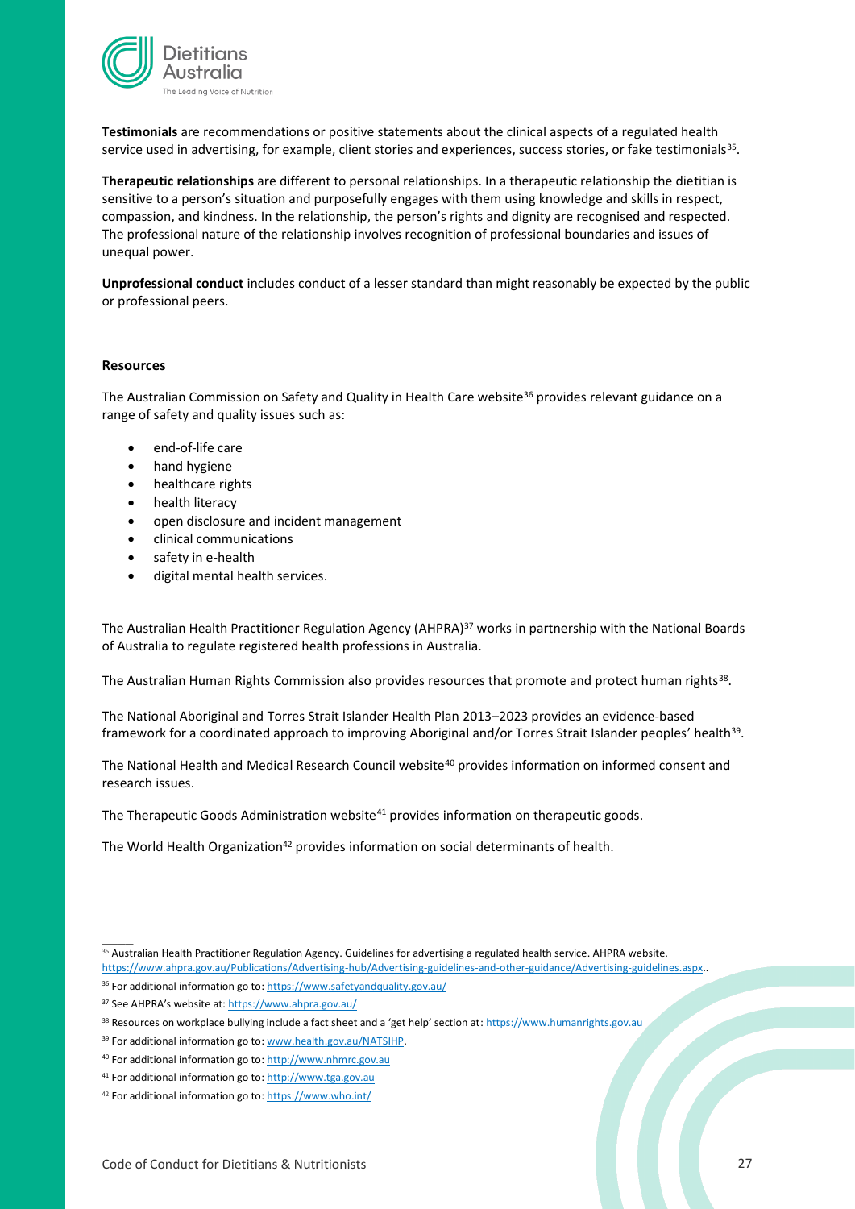**Testimonials** are recommendations or positive statements about the clinical aspects of a regulated health service used in advertising, for example, client stories and experiences, success stories, or fake testimonials[35].

**Therapeutic relationships** are different to personal relationships. In a therapeutic relationship the dietitian is sensitive to a person's situation and purposefully engages with them using knowledge and skills in respect, compassion, and kindness. In the relationship, the person's rights and dignity are recognised and respected. The professional nature of the relationship involves recognition of professional boundaries and issues of unequal power.

**Unprofessional conduct** includes conduct of a lesser standard than might reasonably be expected by the public or professional peers.

**Resources**

The Australian Commission on Safety and Quality in Health Care website[36] provides relevant guidance on a range of safety and quality issues such as:

- end-of-life care
- hand hygiene
- healthcare rights
- health literacy
- open disclosure and incident management
- clinical communications
- safety in e-health
- digital mental health services.

The Australian Health Practitioner Regulation Agency (AHPRA)[37] works in partnership with the National Boards of Australia to regulate registered health professions in Australia.

The Australian Human Rights Commission also provides resources that promote and protect human rights[38].

The National Aboriginal and Torres Strait Islander Health Plan 2013–2023 provides an evidence-based framework for a coordinated approach to improving Aboriginal and/or Torres Strait Islander peoples' health[39].

The National Health and Medical Research Council website[40] provides information on informed consent and research issues.

The Therapeutic Goods Administration website[41] provides information on therapeutic goods.

The World Health Organization[42] provides information on social determinants of health.

---

[35] Australian Health Practitioner Regulation Agency. Guidelines for advertising a regulated health service. AHPRA website. https://www.ahpra.gov.au/Publications/Advertising-hub/Advertising-guidelines-and-other-guidance/Advertising-guidelines.aspx..

[36] For additional information go to: https://www.safetyandquality.gov.au/

[37] See AHPRA's website at: https://www.ahpra.gov.au/

[38] Resources on workplace bullying include a fact sheet and a 'get help' section at: https://www.humanrights.gov.au

[39] For additional information go to: www.health.gov.au/NATSIHP.

[40] For additional information go to: http://www.nhmrc.gov.au

[41] For additional information go to: http://www.tga.gov.au

[42] For additional information go to: https://www.who.int/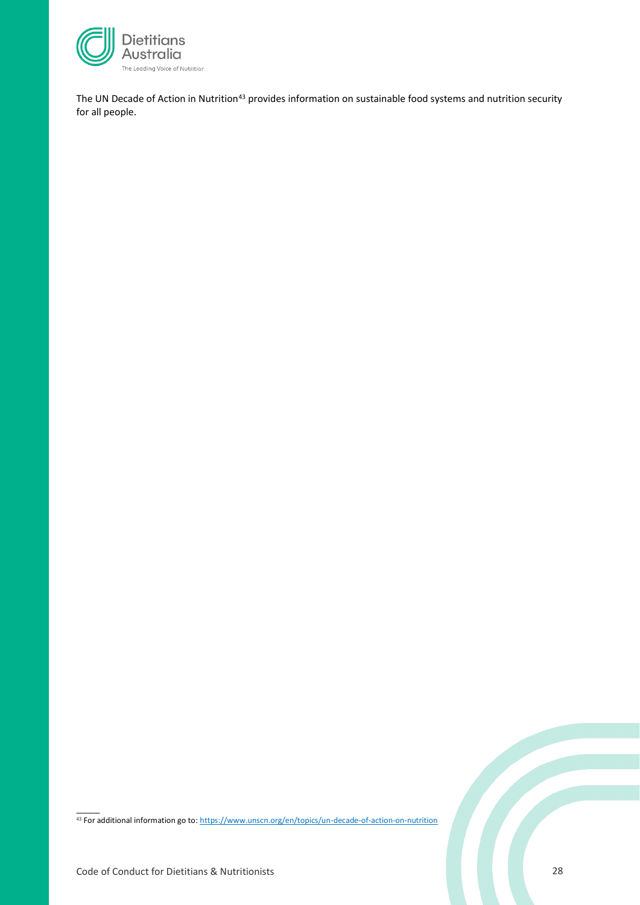The UN Decade of Action in Nutrition[43] provides information on sustainable food systems and nutrition security for all people.

[43] For additional information go to: https://www.unscn.org/en/topics/un-decade-of-action-on-nutrition